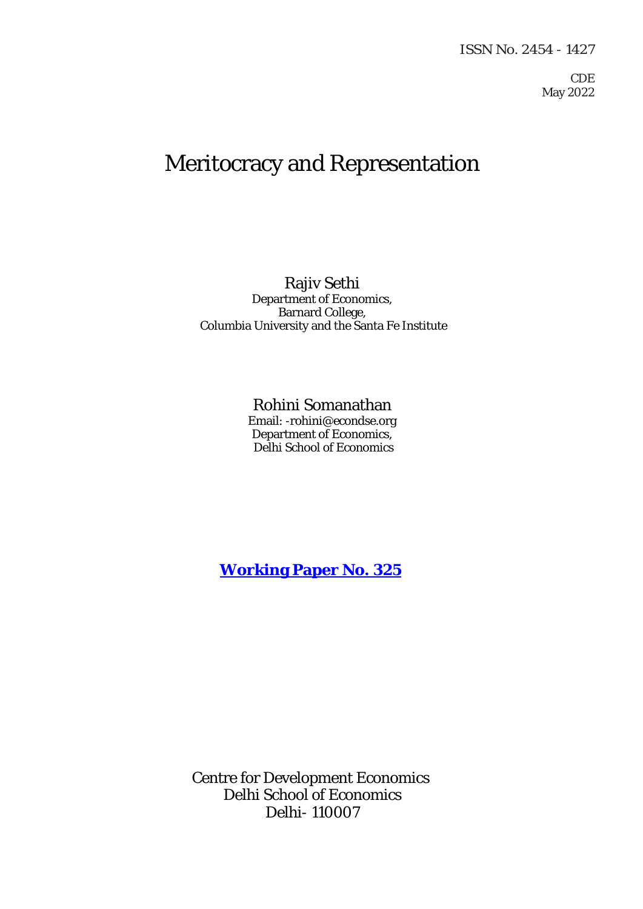ISSN No. 2454 - 1427

CDE
May 2022

# Meritocracy and Representation

Rajiv Sethi
Department of Economics,
Barnard College,
Columbia University and the Santa Fe Institute

Rohini Somanathan
Email: -rohini@econdse.org
Department of Economics,
Delhi School of Economics

**Working Paper No. 325**

Centre for Development Economics
Delhi School of Economics
Delhi- 110007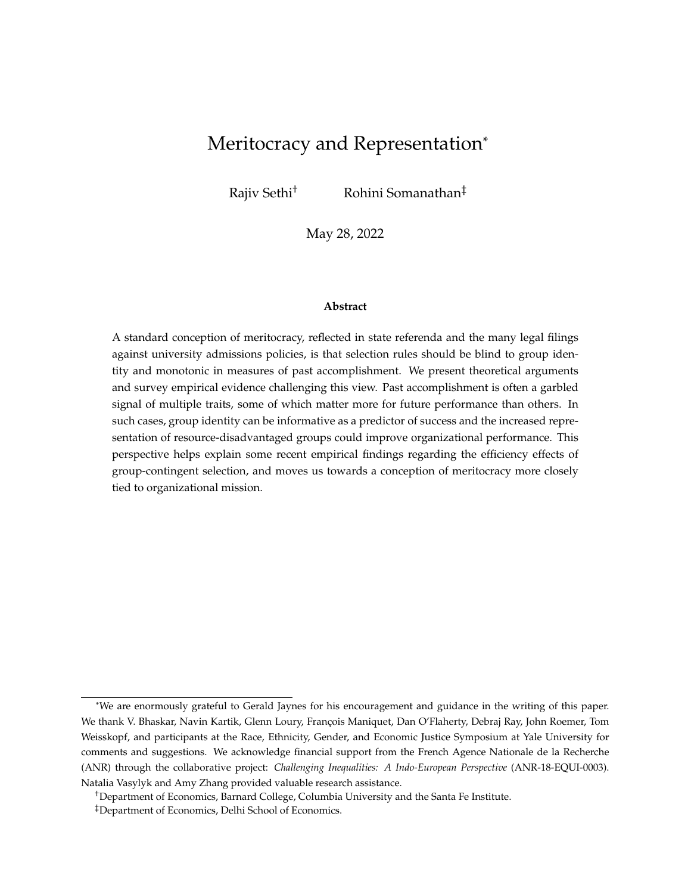# Meritocracy and Representation*

Rajiv Sethi[†] Rohini Somanathan[‡]

May 28, 2022

**Abstract**

A standard conception of meritocracy, reflected in state referenda and the many legal filings against university admissions policies, is that selection rules should be blind to group identity and monotonic in measures of past accomplishment. We present theoretical arguments and survey empirical evidence challenging this view. Past accomplishment is often a garbled signal of multiple traits, some of which matter more for future performance than others. In such cases, group identity can be informative as a predictor of success and the increased representation of resource-disadvantaged groups could improve organizational performance. This perspective helps explain some recent empirical findings regarding the efficiency effects of group-contingent selection, and moves us towards a conception of meritocracy more closely tied to organizational mission.

---

*We are enormously grateful to Gerald Jaynes for his encouragement and guidance in the writing of this paper. We thank V. Bhaskar, Navin Kartik, Glenn Loury, François Maniquet, Dan O'Flaherty, Debraj Ray, John Roemer, Tom Weisskopf, and participants at the Race, Ethnicity, Gender, and Economic Justice Symposium at Yale University for comments and suggestions. We acknowledge financial support from the French Agence Nationale de la Recherche (ANR) through the collaborative project: *Challenging Inequalities: A Indo-European Perspective* (ANR-18-EQUI-0003). Natalia Vasylyk and Amy Zhang provided valuable research assistance.

[†]Department of Economics, Barnard College, Columbia University and the Santa Fe Institute.

[‡]Department of Economics, Delhi School of Economics.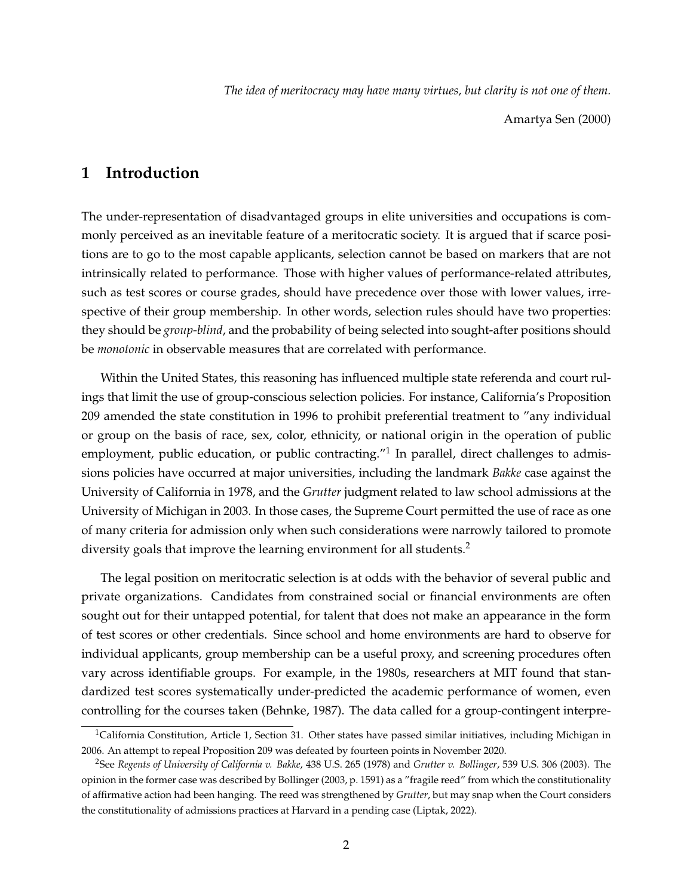*The idea of meritocracy may have many virtues, but clarity is not one of them.*

Amartya Sen (2000)

# 1 Introduction

The under-representation of disadvantaged groups in elite universities and occupations is commonly perceived as an inevitable feature of a meritocratic society. It is argued that if scarce positions are to go to the most capable applicants, selection cannot be based on markers that are not intrinsically related to performance. Those with higher values of performance-related attributes, such as test scores or course grades, should have precedence over those with lower values, irrespective of their group membership. In other words, selection rules should have two properties: they should be *group-blind*, and the probability of being selected into sought-after positions should be *monotonic* in observable measures that are correlated with performance.

Within the United States, this reasoning has influenced multiple state referenda and court rulings that limit the use of group-conscious selection policies. For instance, California's Proposition 209 amended the state constitution in 1996 to prohibit preferential treatment to "any individual or group on the basis of race, sex, color, ethnicity, or national origin in the operation of public employment, public education, or public contracting."[1] In parallel, direct challenges to admissions policies have occurred at major universities, including the landmark *Bakke* case against the University of California in 1978, and the *Grutter* judgment related to law school admissions at the University of Michigan in 2003. In those cases, the Supreme Court permitted the use of race as one of many criteria for admission only when such considerations were narrowly tailored to promote diversity goals that improve the learning environment for all students.[2]

The legal position on meritocratic selection is at odds with the behavior of several public and private organizations. Candidates from constrained social or financial environments are often sought out for their untapped potential, for talent that does not make an appearance in the form of test scores or other credentials. Since school and home environments are hard to observe for individual applicants, group membership can be a useful proxy, and screening procedures often vary across identifiable groups. For example, in the 1980s, researchers at MIT found that standardized test scores systematically under-predicted the academic performance of women, even controlling for the courses taken (Behnke, 1987). The data called for a group-contingent interpre-

[1] California Constitution, Article 1, Section 31. Other states have passed similar initiatives, including Michigan in 2006. An attempt to repeal Proposition 209 was defeated by fourteen points in November 2020.

[2] See *Regents of University of California v. Bakke*, 438 U.S. 265 (1978) and *Grutter v. Bollinger*, 539 U.S. 306 (2003). The opinion in the former case was described by Bollinger (2003, p. 1591) as a "fragile reed" from which the constitutionality of affirmative action had been hanging. The reed was strengthened by *Grutter*, but may snap when the Court considers the constitutionality of admissions practices at Harvard in a pending case (Liptak, 2022).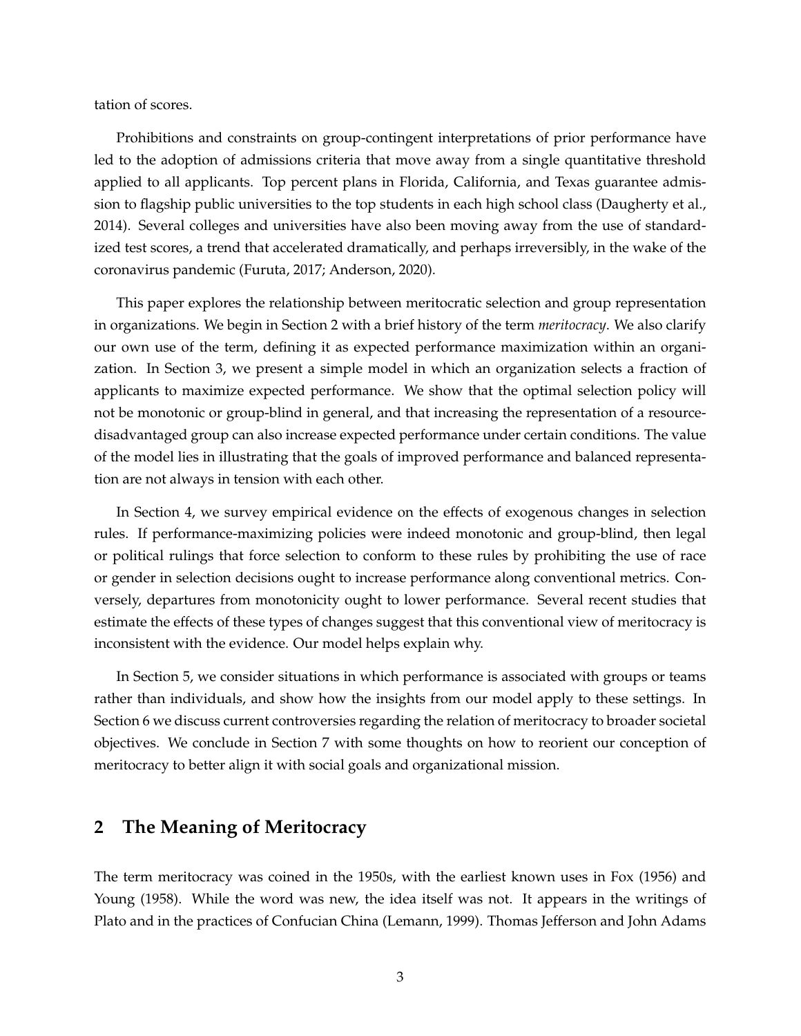tation of scores.

Prohibitions and constraints on group-contingent interpretations of prior performance have led to the adoption of admissions criteria that move away from a single quantitative threshold applied to all applicants. Top percent plans in Florida, California, and Texas guarantee admission to flagship public universities to the top students in each high school class (Daugherty et al., 2014). Several colleges and universities have also been moving away from the use of standardized test scores, a trend that accelerated dramatically, and perhaps irreversibly, in the wake of the coronavirus pandemic (Furuta, 2017; Anderson, 2020).

This paper explores the relationship between meritocratic selection and group representation in organizations. We begin in Section 2 with a brief history of the term *meritocracy*. We also clarify our own use of the term, defining it as expected performance maximization within an organization. In Section 3, we present a simple model in which an organization selects a fraction of applicants to maximize expected performance. We show that the optimal selection policy will not be monotonic or group-blind in general, and that increasing the representation of a resource-disadvantaged group can also increase expected performance under certain conditions. The value of the model lies in illustrating that the goals of improved performance and balanced representation are not always in tension with each other.

In Section 4, we survey empirical evidence on the effects of exogenous changes in selection rules. If performance-maximizing policies were indeed monotonic and group-blind, then legal or political rulings that force selection to conform to these rules by prohibiting the use of race or gender in selection decisions ought to increase performance along conventional metrics. Conversely, departures from monotonicity ought to lower performance. Several recent studies that estimate the effects of these types of changes suggest that this conventional view of meritocracy is inconsistent with the evidence. Our model helps explain why.

In Section 5, we consider situations in which performance is associated with groups or teams rather than individuals, and show how the insights from our model apply to these settings. In Section 6 we discuss current controversies regarding the relation of meritocracy to broader societal objectives. We conclude in Section 7 with some thoughts on how to reorient our conception of meritocracy to better align it with social goals and organizational mission.

## 2 The Meaning of Meritocracy

The term meritocracy was coined in the 1950s, with the earliest known uses in Fox (1956) and Young (1958). While the word was new, the idea itself was not. It appears in the writings of Plato and in the practices of Confucian China (Lemann, 1999). Thomas Jefferson and John Adams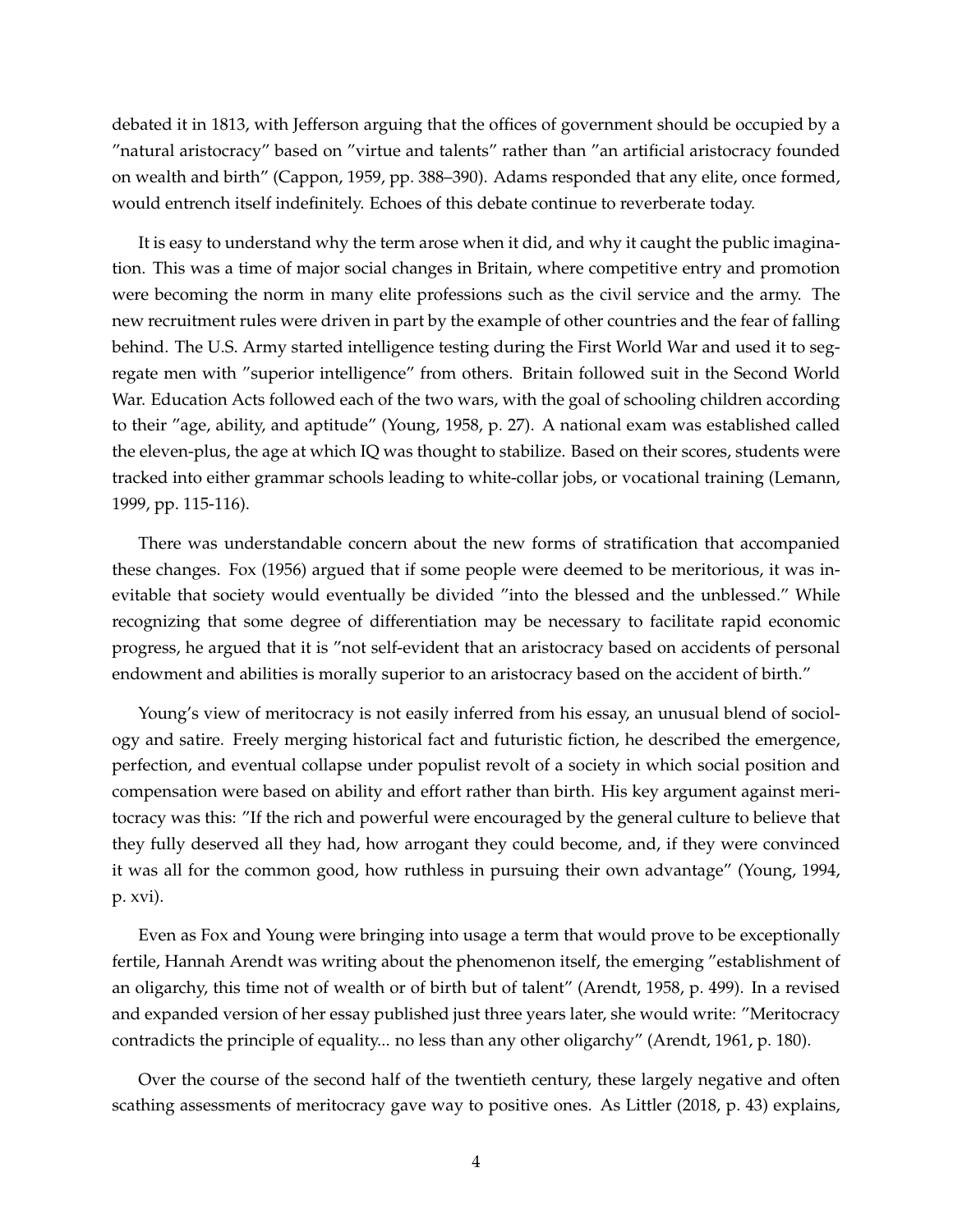debated it in 1813, with Jefferson arguing that the offices of government should be occupied by a "natural aristocracy" based on "virtue and talents" rather than "an artificial aristocracy founded on wealth and birth" (Cappon, 1959, pp. 388–390). Adams responded that any elite, once formed, would entrench itself indefinitely. Echoes of this debate continue to reverberate today.

It is easy to understand why the term arose when it did, and why it caught the public imagination. This was a time of major social changes in Britain, where competitive entry and promotion were becoming the norm in many elite professions such as the civil service and the army. The new recruitment rules were driven in part by the example of other countries and the fear of falling behind. The U.S. Army started intelligence testing during the First World War and used it to segregate men with "superior intelligence" from others. Britain followed suit in the Second World War. Education Acts followed each of the two wars, with the goal of schooling children according to their "age, ability, and aptitude" (Young, 1958, p. 27). A national exam was established called the eleven-plus, the age at which IQ was thought to stabilize. Based on their scores, students were tracked into either grammar schools leading to white-collar jobs, or vocational training (Lemann, 1999, pp. 115-116).

There was understandable concern about the new forms of stratification that accompanied these changes. Fox (1956) argued that if some people were deemed to be meritorious, it was inevitable that society would eventually be divided "into the blessed and the unblessed." While recognizing that some degree of differentiation may be necessary to facilitate rapid economic progress, he argued that it is "not self-evident that an aristocracy based on accidents of personal endowment and abilities is morally superior to an aristocracy based on the accident of birth."

Young's view of meritocracy is not easily inferred from his essay, an unusual blend of sociology and satire. Freely merging historical fact and futuristic fiction, he described the emergence, perfection, and eventual collapse under populist revolt of a society in which social position and compensation were based on ability and effort rather than birth. His key argument against meritocracy was this: "If the rich and powerful were encouraged by the general culture to believe that they fully deserved all they had, how arrogant they could become, and, if they were convinced it was all for the common good, how ruthless in pursuing their own advantage" (Young, 1994, p. xvi).

Even as Fox and Young were bringing into usage a term that would prove to be exceptionally fertile, Hannah Arendt was writing about the phenomenon itself, the emerging "establishment of an oligarchy, this time not of wealth or of birth but of talent" (Arendt, 1958, p. 499). In a revised and expanded version of her essay published just three years later, she would write: "Meritocracy contradicts the principle of equality... no less than any other oligarchy" (Arendt, 1961, p. 180).

Over the course of the second half of the twentieth century, these largely negative and often scathing assessments of meritocracy gave way to positive ones. As Littler (2018, p. 43) explains,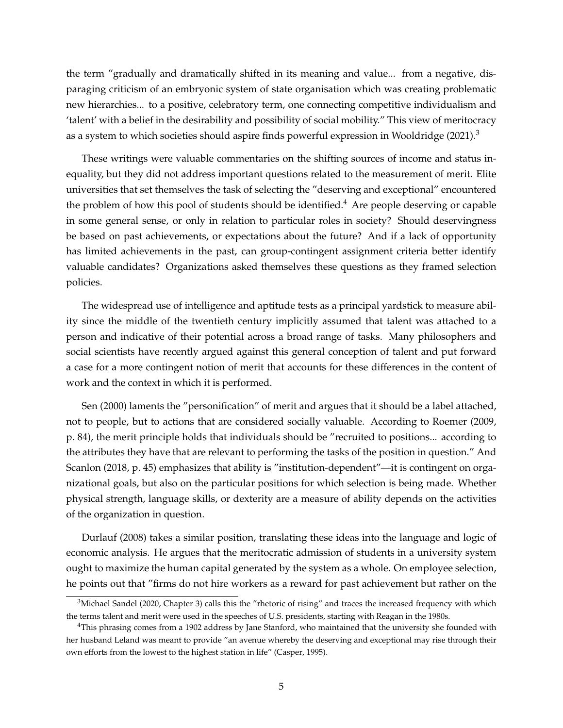the term "gradually and dramatically shifted in its meaning and value... from a negative, disparaging criticism of an embryonic system of state organisation which was creating problematic new hierarchies... to a positive, celebratory term, one connecting competitive individualism and 'talent' with a belief in the desirability and possibility of social mobility." This view of meritocracy as a system to which societies should aspire finds powerful expression in Wooldridge (2021).[3]

These writings were valuable commentaries on the shifting sources of income and status inequality, but they did not address important questions related to the measurement of merit. Elite universities that set themselves the task of selecting the "deserving and exceptional" encountered the problem of how this pool of students should be identified.[4] Are people deserving or capable in some general sense, or only in relation to particular roles in society? Should deservingness be based on past achievements, or expectations about the future? And if a lack of opportunity has limited achievements in the past, can group-contingent assignment criteria better identify valuable candidates? Organizations asked themselves these questions as they framed selection policies.

The widespread use of intelligence and aptitude tests as a principal yardstick to measure ability since the middle of the twentieth century implicitly assumed that talent was attached to a person and indicative of their potential across a broad range of tasks. Many philosophers and social scientists have recently argued against this general conception of talent and put forward a case for a more contingent notion of merit that accounts for these differences in the content of work and the context in which it is performed.

Sen (2000) laments the "personification" of merit and argues that it should be a label attached, not to people, but to actions that are considered socially valuable. According to Roemer (2009, p. 84), the merit principle holds that individuals should be "recruited to positions... according to the attributes they have that are relevant to performing the tasks of the position in question." And Scanlon (2018, p. 45) emphasizes that ability is "institution-dependent"—it is contingent on organizational goals, but also on the particular positions for which selection is being made. Whether physical strength, language skills, or dexterity are a measure of ability depends on the activities of the organization in question.

Durlauf (2008) takes a similar position, translating these ideas into the language and logic of economic analysis. He argues that the meritocratic admission of students in a university system ought to maximize the human capital generated by the system as a whole. On employee selection, he points out that "firms do not hire workers as a reward for past achievement but rather on the

[3] Michael Sandel (2020, Chapter 3) calls this the "rhetoric of rising" and traces the increased frequency with which the terms talent and merit were used in the speeches of U.S. presidents, starting with Reagan in the 1980s.

[4] This phrasing comes from a 1902 address by Jane Stanford, who maintained that the university she founded with her husband Leland was meant to provide "an avenue whereby the deserving and exceptional may rise through their own efforts from the lowest to the highest station in life" (Casper, 1995).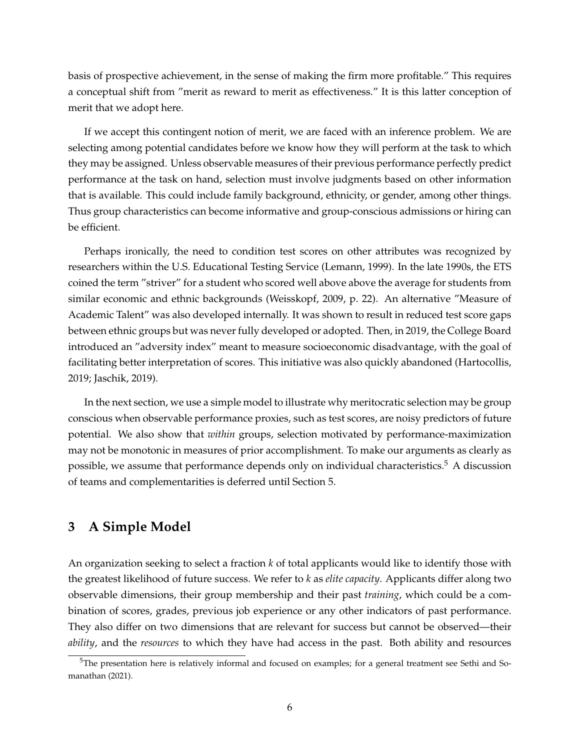basis of prospective achievement, in the sense of making the firm more profitable." This requires a conceptual shift from "merit as reward to merit as effectiveness." It is this latter conception of merit that we adopt here.

If we accept this contingent notion of merit, we are faced with an inference problem. We are selecting among potential candidates before we know how they will perform at the task to which they may be assigned. Unless observable measures of their previous performance perfectly predict performance at the task on hand, selection must involve judgments based on other information that is available. This could include family background, ethnicity, or gender, among other things. Thus group characteristics can become informative and group-conscious admissions or hiring can be efficient.

Perhaps ironically, the need to condition test scores on other attributes was recognized by researchers within the U.S. Educational Testing Service (Lemann, 1999). In the late 1990s, the ETS coined the term "striver" for a student who scored well above above the average for students from similar economic and ethnic backgrounds (Weisskopf, 2009, p. 22). An alternative "Measure of Academic Talent" was also developed internally. It was shown to result in reduced test score gaps between ethnic groups but was never fully developed or adopted. Then, in 2019, the College Board introduced an "adversity index" meant to measure socioeconomic disadvantage, with the goal of facilitating better interpretation of scores. This initiative was also quickly abandoned (Hartocollis, 2019; Jaschik, 2019).

In the next section, we use a simple model to illustrate why meritocratic selection may be group conscious when observable performance proxies, such as test scores, are noisy predictors of future potential. We also show that *within* groups, selection motivated by performance-maximization may not be monotonic in measures of prior accomplishment. To make our arguments as clearly as possible, we assume that performance depends only on individual characteristics.[5] A discussion of teams and complementarities is deferred until Section 5.

## 3 A Simple Model

An organization seeking to select a fraction $k$ of total applicants would like to identify those with the greatest likelihood of future success. We refer to $k$ as *elite capacity*. Applicants differ along two observable dimensions, their group membership and their past *training*, which could be a combination of scores, grades, previous job experience or any other indicators of past performance. They also differ on two dimensions that are relevant for success but cannot be observed—their *ability*, and the *resources* to which they have had access in the past. Both ability and resources

[5] The presentation here is relatively informal and focused on examples; for a general treatment see Sethi and Somanathan (2021).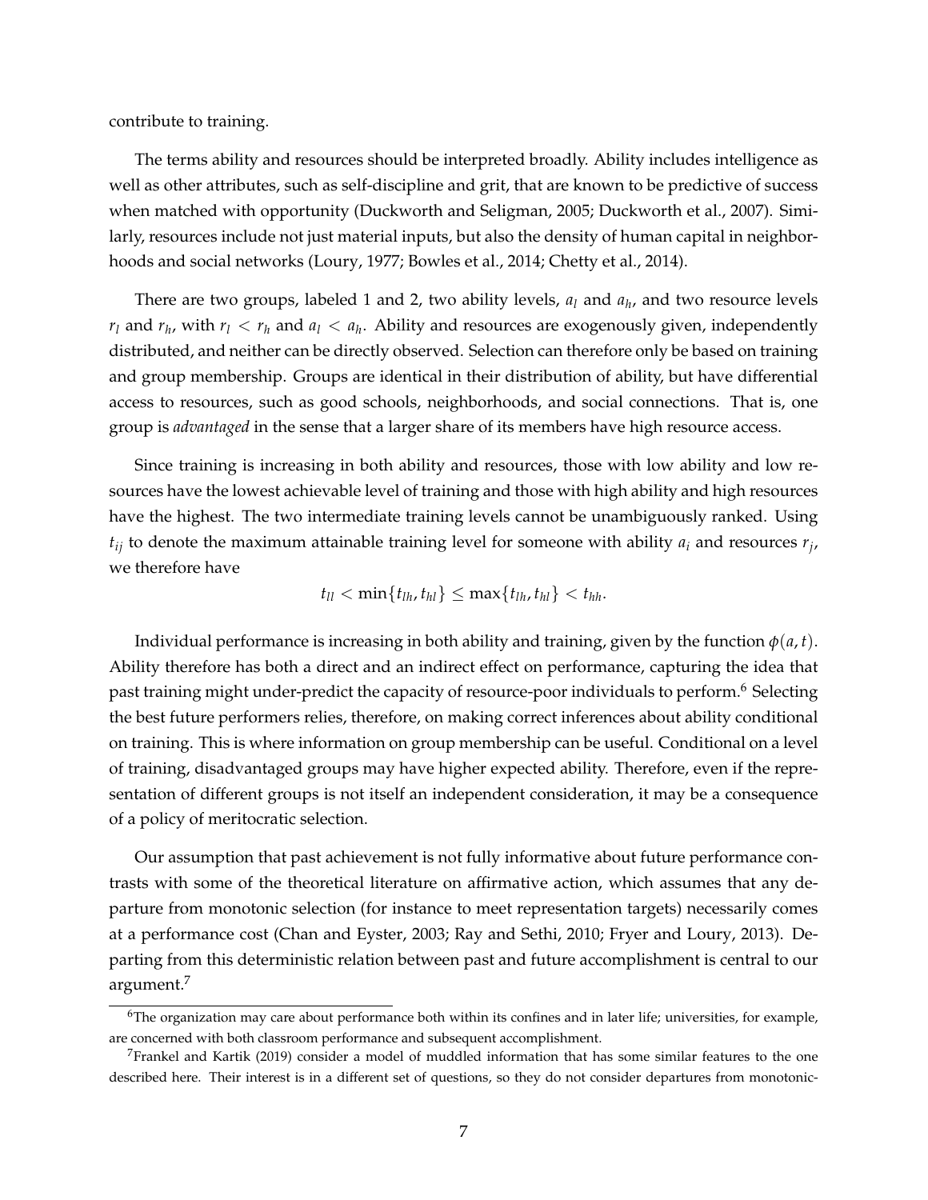contribute to training.

The terms ability and resources should be interpreted broadly. Ability includes intelligence as well as other attributes, such as self-discipline and grit, that are known to be predictive of success when matched with opportunity (Duckworth and Seligman, 2005; Duckworth et al., 2007). Similarly, resources include not just material inputs, but also the density of human capital in neighborhoods and social networks (Loury, 1977; Bowles et al., 2014; Chetty et al., 2014).

There are two groups, labeled 1 and 2, two ability levels, $a_l$ and $a_h$, and two resource levels $r_l$ and $r_h$, with $r_l < r_h$ and $a_l < a_h$. Ability and resources are exogenously given, independently distributed, and neither can be directly observed. Selection can therefore only be based on training and group membership. Groups are identical in their distribution of ability, but have differential access to resources, such as good schools, neighborhoods, and social connections. That is, one group is *advantaged* in the sense that a larger share of its members have high resource access.

Since training is increasing in both ability and resources, those with low ability and low resources have the lowest achievable level of training and those with high ability and high resources have the highest. The two intermediate training levels cannot be unambiguously ranked. Using $t_{ij}$ to denote the maximum attainable training level for someone with ability $a_i$ and resources $r_j$, we therefore have

$$t_{ll} < \min\{t_{lh}, t_{hl}\} \leq \max\{t_{lh}, t_{hl}\} < t_{hh}.$$

Individual performance is increasing in both ability and training, given by the function $\phi(a, t)$. Ability therefore has both a direct and an indirect effect on performance, capturing the idea that past training might under-predict the capacity of resource-poor individuals to perform.[6] Selecting the best future performers relies, therefore, on making correct inferences about ability conditional on training. This is where information on group membership can be useful. Conditional on a level of training, disadvantaged groups may have higher expected ability. Therefore, even if the representation of different groups is not itself an independent consideration, it may be a consequence of a policy of meritocratic selection.

Our assumption that past achievement is not fully informative about future performance contrasts with some of the theoretical literature on affirmative action, which assumes that any departure from monotonic selection (for instance to meet representation targets) necessarily comes at a performance cost (Chan and Eyster, 2003; Ray and Sethi, 2010; Fryer and Loury, 2013). Departing from this deterministic relation between past and future accomplishment is central to our argument.[7]

[6] The organization may care about performance both within its confines and in later life; universities, for example, are concerned with both classroom performance and subsequent accomplishment.

[7] Frankel and Kartik (2019) consider a model of muddled information that has some similar features to the one described here. Their interest is in a different set of questions, so they do not consider departures from monotonic-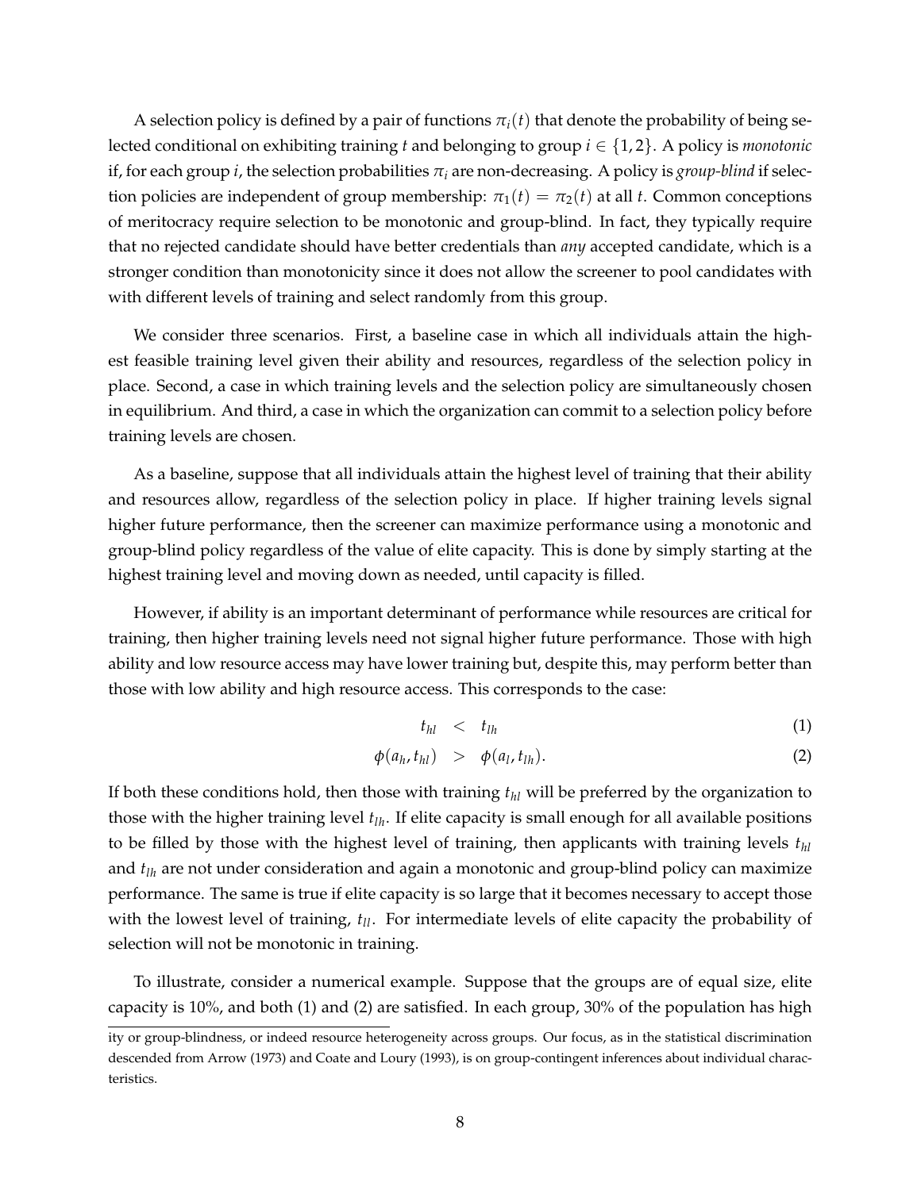A selection policy is defined by a pair of functions $\pi_i(t)$ that denote the probability of being selected conditional on exhibiting training $t$ and belonging to group $i \in \{1, 2\}$. A policy is *monotonic* if, for each group $i$, the selection probabilities $\pi_i$ are non-decreasing. A policy is *group-blind* if selection policies are independent of group membership: $\pi_1(t) = \pi_2(t)$ at all $t$. Common conceptions of meritocracy require selection to be monotonic and group-blind. In fact, they typically require that no rejected candidate should have better credentials than *any* accepted candidate, which is a stronger condition than monotonicity since it does not allow the screener to pool candidates with with different levels of training and select randomly from this group.

We consider three scenarios. First, a baseline case in which all individuals attain the highest feasible training level given their ability and resources, regardless of the selection policy in place. Second, a case in which training levels and the selection policy are simultaneously chosen in equilibrium. And third, a case in which the organization can commit to a selection policy before training levels are chosen.

As a baseline, suppose that all individuals attain the highest level of training that their ability and resources allow, regardless of the selection policy in place. If higher training levels signal higher future performance, then the screener can maximize performance using a monotonic and group-blind policy regardless of the value of elite capacity. This is done by simply starting at the highest training level and moving down as needed, until capacity is filled.

However, if ability is an important determinant of performance while resources are critical for training, then higher training levels need not signal higher future performance. Those with high ability and low resource access may have lower training but, despite this, may perform better than those with low ability and high resource access. This corresponds to the case:

$$t_{hl} < t_{lh} \tag{1}$$

$$\phi(a_h, t_{hl}) > \phi(a_l, t_{lh}). \tag{2}$$

If both these conditions hold, then those with training $t_{hl}$ will be preferred by the organization to those with the higher training level $t_{lh}$. If elite capacity is small enough for all available positions to be filled by those with the highest level of training, then applicants with training levels $t_{hl}$ and $t_{lh}$ are not under consideration and again a monotonic and group-blind policy can maximize performance. The same is true if elite capacity is so large that it becomes necessary to accept those with the lowest level of training, $t_{ll}$. For intermediate levels of elite capacity the probability of selection will not be monotonic in training.

To illustrate, consider a numerical example. Suppose that the groups are of equal size, elite capacity is 10%, and both (1) and (2) are satisfied. In each group, 30% of the population has high

ity or group-blindness, or indeed resource heterogeneity across groups. Our focus, as in the statistical discrimination descended from Arrow (1973) and Coate and Loury (1993), is on group-contingent inferences about individual characteristics.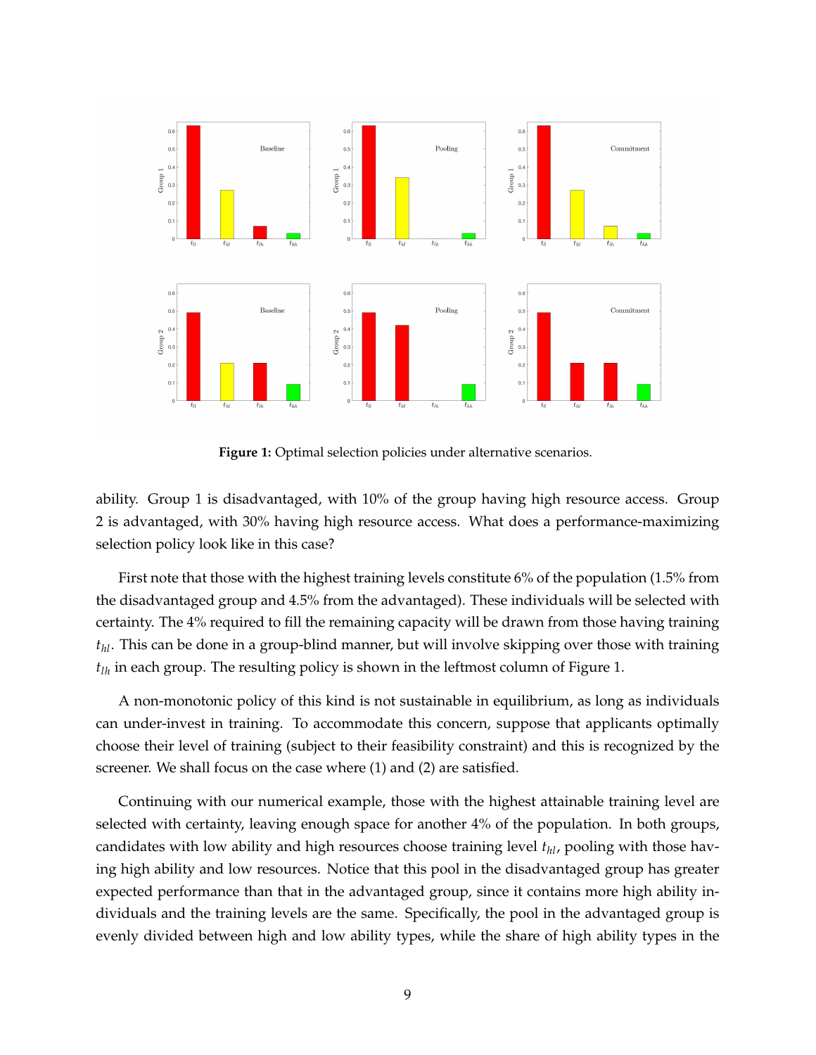**Figure 1:** Optimal selection policies under alternative scenarios.

ability. Group 1 is disadvantaged, with 10% of the group having high resource access. Group 2 is advantaged, with 30% having high resource access. What does a performance-maximizing selection policy look like in this case?

First note that those with the highest training levels constitute 6% of the population (1.5% from the disadvantaged group and 4.5% from the advantaged). These individuals will be selected with certainty. The 4% required to fill the remaining capacity will be drawn from those having training $t_{hl}$. This can be done in a group-blind manner, but will involve skipping over those with training $t_{lh}$ in each group. The resulting policy is shown in the leftmost column of Figure 1.

A non-monotonic policy of this kind is not sustainable in equilibrium, as long as individuals can under-invest in training. To accommodate this concern, suppose that applicants optimally choose their level of training (subject to their feasibility constraint) and this is recognized by the screener. We shall focus on the case where (1) and (2) are satisfied.

Continuing with our numerical example, those with the highest attainable training level are selected with certainty, leaving enough space for another 4% of the population. In both groups, candidates with low ability and high resources choose training level $t_{hl}$, pooling with those having high ability and low resources. Notice that this pool in the disadvantaged group has greater expected performance than that in the advantaged group, since it contains more high ability individuals and the training levels are the same. Specifically, the pool in the advantaged group is evenly divided between high and low ability types, while the share of high ability types in the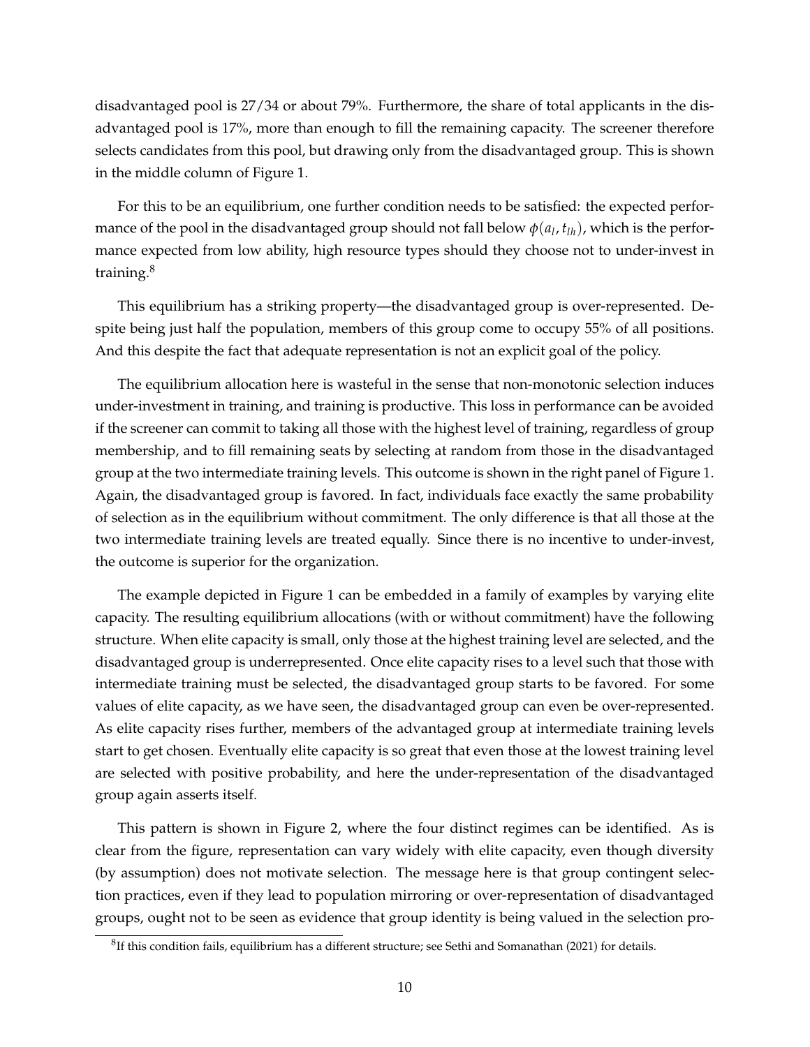disadvantaged pool is 27/34 or about 79%. Furthermore, the share of total applicants in the disadvantaged pool is 17%, more than enough to fill the remaining capacity. The screener therefore selects candidates from this pool, but drawing only from the disadvantaged group. This is shown in the middle column of Figure 1.

For this to be an equilibrium, one further condition needs to be satisfied: the expected performance of the pool in the disadvantaged group should not fall below $\phi(a_l, t_{lh})$, which is the performance expected from low ability, high resource types should they choose not to under-invest in training.[8]

This equilibrium has a striking property—the disadvantaged group is over-represented. Despite being just half the population, members of this group come to occupy 55% of all positions. And this despite the fact that adequate representation is not an explicit goal of the policy.

The equilibrium allocation here is wasteful in the sense that non-monotonic selection induces under-investment in training, and training is productive. This loss in performance can be avoided if the screener can commit to taking all those with the highest level of training, regardless of group membership, and to fill remaining seats by selecting at random from those in the disadvantaged group at the two intermediate training levels. This outcome is shown in the right panel of Figure 1. Again, the disadvantaged group is favored. In fact, individuals face exactly the same probability of selection as in the equilibrium without commitment. The only difference is that all those at the two intermediate training levels are treated equally. Since there is no incentive to under-invest, the outcome is superior for the organization.

The example depicted in Figure 1 can be embedded in a family of examples by varying elite capacity. The resulting equilibrium allocations (with or without commitment) have the following structure. When elite capacity is small, only those at the highest training level are selected, and the disadvantaged group is underrepresented. Once elite capacity rises to a level such that those with intermediate training must be selected, the disadvantaged group starts to be favored. For some values of elite capacity, as we have seen, the disadvantaged group can even be over-represented. As elite capacity rises further, members of the advantaged group at intermediate training levels start to get chosen. Eventually elite capacity is so great that even those at the lowest training level are selected with positive probability, and here the under-representation of the disadvantaged group again asserts itself.

This pattern is shown in Figure 2, where the four distinct regimes can be identified. As is clear from the figure, representation can vary widely with elite capacity, even though diversity (by assumption) does not motivate selection. The message here is that group contingent selection practices, even if they lead to population mirroring or over-representation of disadvantaged groups, ought not to be seen as evidence that group identity is being valued in the selection pro-

[8] If this condition fails, equilibrium has a different structure; see Sethi and Somanathan (2021) for details.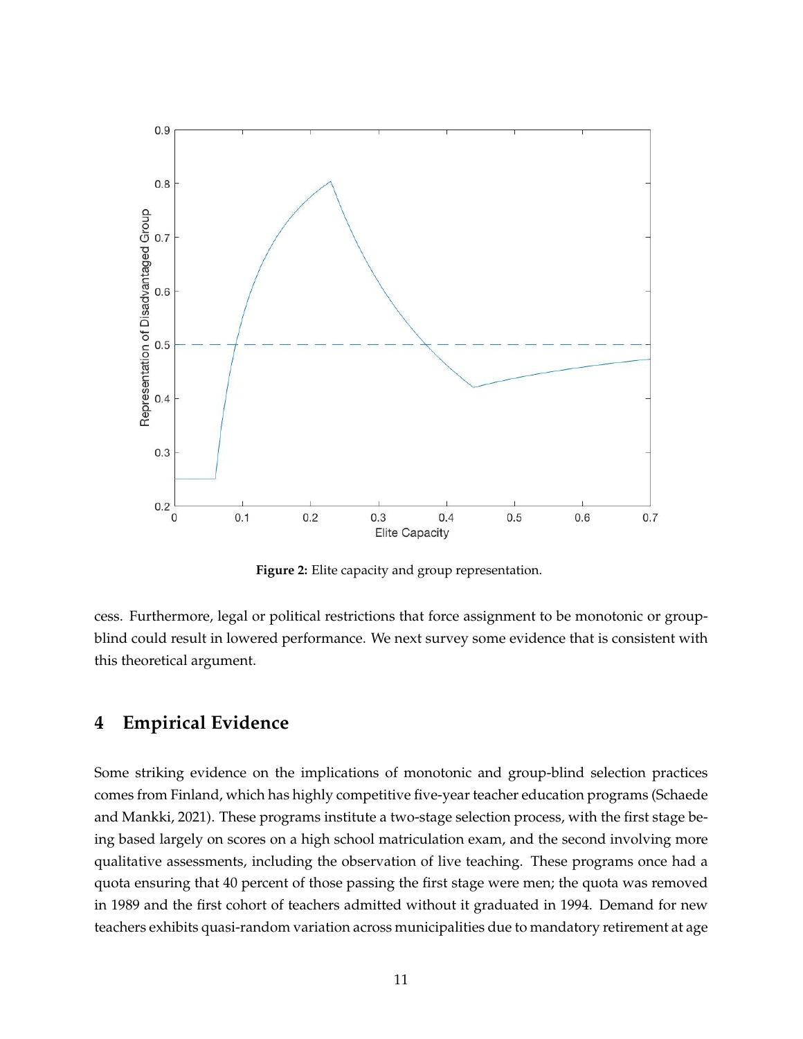**Figure 2:** Elite capacity and group representation.

cess. Furthermore, legal or political restrictions that force assignment to be monotonic or group-blind could result in lowered performance. We next survey some evidence that is consistent with this theoretical argument.

## 4 Empirical Evidence

Some striking evidence on the implications of monotonic and group-blind selection practices comes from Finland, which has highly competitive five-year teacher education programs (Schaede and Mankki, 2021). These programs institute a two-stage selection process, with the first stage being based largely on scores on a high school matriculation exam, and the second involving more qualitative assessments, including the observation of live teaching. These programs once had a quota ensuring that 40 percent of those passing the first stage were men; the quota was removed in 1989 and the first cohort of teachers admitted without it graduated in 1994. Demand for new teachers exhibits quasi-random variation across municipalities due to mandatory retirement at age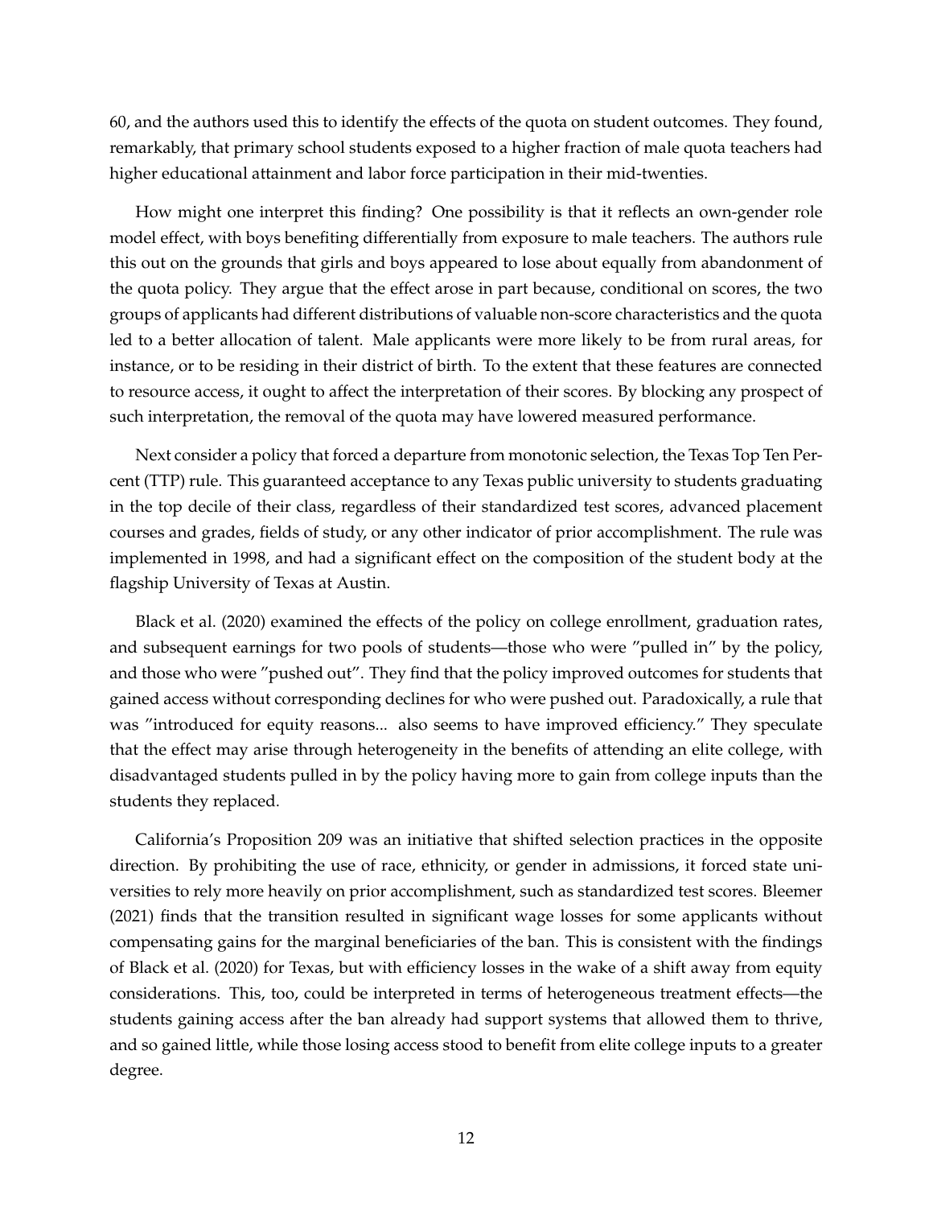60, and the authors used this to identify the effects of the quota on student outcomes. They found, remarkably, that primary school students exposed to a higher fraction of male quota teachers had higher educational attainment and labor force participation in their mid-twenties.

How might one interpret this finding? One possibility is that it reflects an own-gender role model effect, with boys benefiting differentially from exposure to male teachers. The authors rule this out on the grounds that girls and boys appeared to lose about equally from abandonment of the quota policy. They argue that the effect arose in part because, conditional on scores, the two groups of applicants had different distributions of valuable non-score characteristics and the quota led to a better allocation of talent. Male applicants were more likely to be from rural areas, for instance, or to be residing in their district of birth. To the extent that these features are connected to resource access, it ought to affect the interpretation of their scores. By blocking any prospect of such interpretation, the removal of the quota may have lowered measured performance.

Next consider a policy that forced a departure from monotonic selection, the Texas Top Ten Percent (TTP) rule. This guaranteed acceptance to any Texas public university to students graduating in the top decile of their class, regardless of their standardized test scores, advanced placement courses and grades, fields of study, or any other indicator of prior accomplishment. The rule was implemented in 1998, and had a significant effect on the composition of the student body at the flagship University of Texas at Austin.

Black et al. (2020) examined the effects of the policy on college enrollment, graduation rates, and subsequent earnings for two pools of students—those who were "pulled in" by the policy, and those who were "pushed out". They find that the policy improved outcomes for students that gained access without corresponding declines for who were pushed out. Paradoxically, a rule that was "introduced for equity reasons... also seems to have improved efficiency." They speculate that the effect may arise through heterogeneity in the benefits of attending an elite college, with disadvantaged students pulled in by the policy having more to gain from college inputs than the students they replaced.

California's Proposition 209 was an initiative that shifted selection practices in the opposite direction. By prohibiting the use of race, ethnicity, or gender in admissions, it forced state universities to rely more heavily on prior accomplishment, such as standardized test scores. Bleemer (2021) finds that the transition resulted in significant wage losses for some applicants without compensating gains for the marginal beneficiaries of the ban. This is consistent with the findings of Black et al. (2020) for Texas, but with efficiency losses in the wake of a shift away from equity considerations. This, too, could be interpreted in terms of heterogeneous treatment effects—the students gaining access after the ban already had support systems that allowed them to thrive, and so gained little, while those losing access stood to benefit from elite college inputs to a greater degree.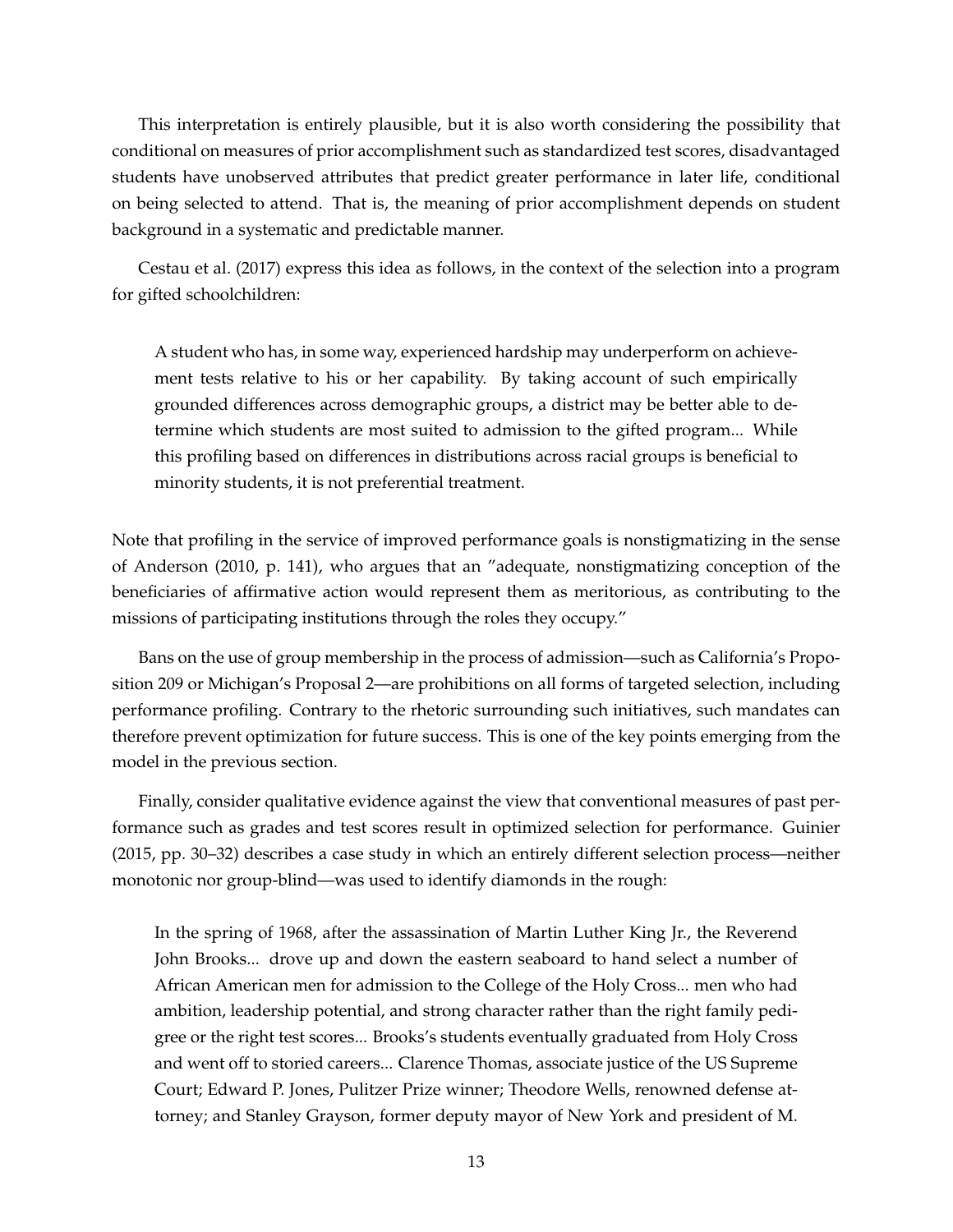This interpretation is entirely plausible, but it is also worth considering the possibility that conditional on measures of prior accomplishment such as standardized test scores, disadvantaged students have unobserved attributes that predict greater performance in later life, conditional on being selected to attend. That is, the meaning of prior accomplishment depends on student background in a systematic and predictable manner.

Cestau et al. (2017) express this idea as follows, in the context of the selection into a program for gifted schoolchildren:

> A student who has, in some way, experienced hardship may underperform on achievement tests relative to his or her capability. By taking account of such empirically grounded differences across demographic groups, a district may be better able to determine which students are most suited to admission to the gifted program... While this profiling based on differences in distributions across racial groups is beneficial to minority students, it is not preferential treatment.

Note that profiling in the service of improved performance goals is nonstigmatizing in the sense of Anderson (2010, p. 141), who argues that an "adequate, nonstigmatizing conception of the beneficiaries of affirmative action would represent them as meritorious, as contributing to the missions of participating institutions through the roles they occupy."

Bans on the use of group membership in the process of admission—such as California's Proposition 209 or Michigan's Proposal 2—are prohibitions on all forms of targeted selection, including performance profiling. Contrary to the rhetoric surrounding such initiatives, such mandates can therefore prevent optimization for future success. This is one of the key points emerging from the model in the previous section.

Finally, consider qualitative evidence against the view that conventional measures of past performance such as grades and test scores result in optimized selection for performance. Guinier (2015, pp. 30–32) describes a case study in which an entirely different selection process—neither monotonic nor group-blind—was used to identify diamonds in the rough:

> In the spring of 1968, after the assassination of Martin Luther King Jr., the Reverend John Brooks... drove up and down the eastern seaboard to hand select a number of African American men for admission to the College of the Holy Cross... men who had ambition, leadership potential, and strong character rather than the right family pedigree or the right test scores... Brooks's students eventually graduated from Holy Cross and went off to storied careers... Clarence Thomas, associate justice of the US Supreme Court; Edward P. Jones, Pulitzer Prize winner; Theodore Wells, renowned defense attorney; and Stanley Grayson, former deputy mayor of New York and president of M.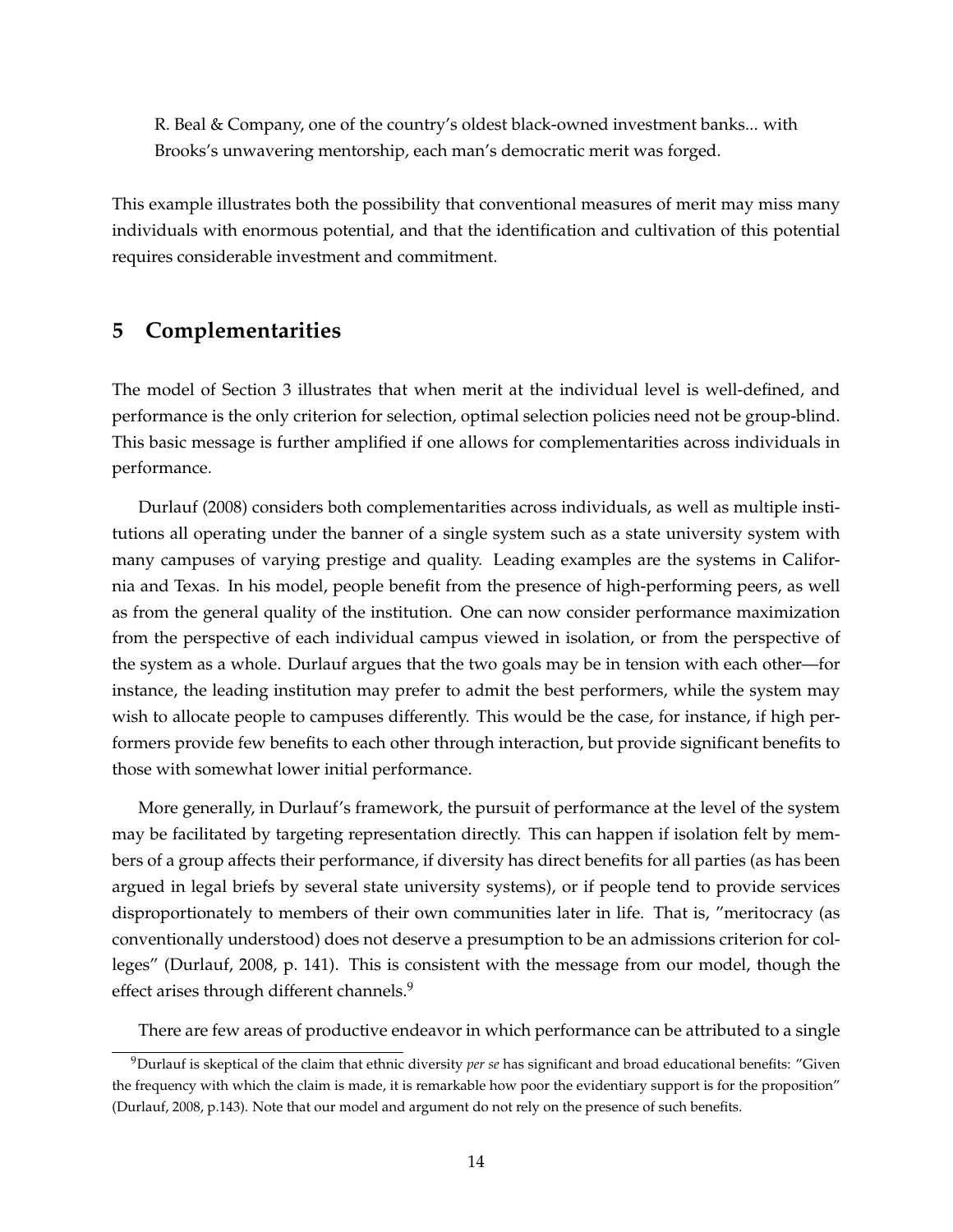R. Beal & Company, one of the country's oldest black-owned investment banks... with Brooks's unwavering mentorship, each man's democratic merit was forged.

This example illustrates both the possibility that conventional measures of merit may miss many individuals with enormous potential, and that the identification and cultivation of this potential requires considerable investment and commitment.

## 5 Complementarities

The model of Section 3 illustrates that when merit at the individual level is well-defined, and performance is the only criterion for selection, optimal selection policies need not be group-blind. This basic message is further amplified if one allows for complementarities across individuals in performance.

Durlauf (2008) considers both complementarities across individuals, as well as multiple institutions all operating under the banner of a single system such as a state university system with many campuses of varying prestige and quality. Leading examples are the systems in California and Texas. In his model, people benefit from the presence of high-performing peers, as well as from the general quality of the institution. One can now consider performance maximization from the perspective of each individual campus viewed in isolation, or from the perspective of the system as a whole. Durlauf argues that the two goals may be in tension with each other—for instance, the leading institution may prefer to admit the best performers, while the system may wish to allocate people to campuses differently. This would be the case, for instance, if high performers provide few benefits to each other through interaction, but provide significant benefits to those with somewhat lower initial performance.

More generally, in Durlauf's framework, the pursuit of performance at the level of the system may be facilitated by targeting representation directly. This can happen if isolation felt by members of a group affects their performance, if diversity has direct benefits for all parties (as has been argued in legal briefs by several state university systems), or if people tend to provide services disproportionately to members of their own communities later in life. That is, "meritocracy (as conventionally understood) does not deserve a presumption to be an admissions criterion for colleges" (Durlauf, 2008, p. 141). This is consistent with the message from our model, though the effect arises through different channels.[9]

There are few areas of productive endeavor in which performance can be attributed to a single

[9] Durlauf is skeptical of the claim that ethnic diversity *per se* has significant and broad educational benefits: "Given the frequency with which the claim is made, it is remarkable how poor the evidentiary support is for the proposition" (Durlauf, 2008, p.143). Note that our model and argument do not rely on the presence of such benefits.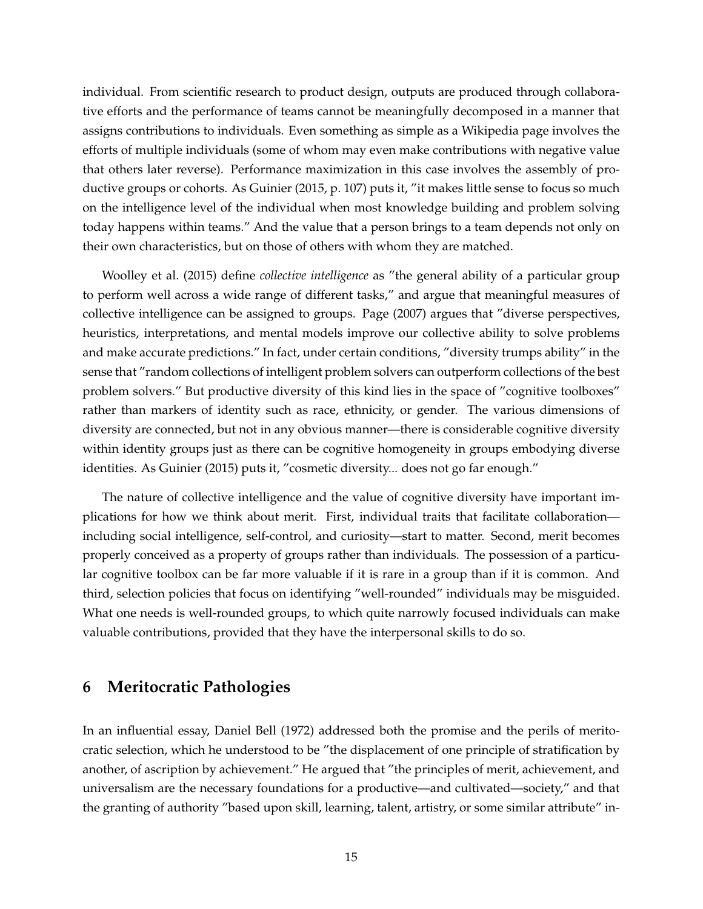individual. From scientific research to product design, outputs are produced through collaborative efforts and the performance of teams cannot be meaningfully decomposed in a manner that assigns contributions to individuals. Even something as simple as a Wikipedia page involves the efforts of multiple individuals (some of whom may even make contributions with negative value that others later reverse). Performance maximization in this case involves the assembly of productive groups or cohorts. As Guinier (2015, p. 107) puts it, "it makes little sense to focus so much on the intelligence level of the individual when most knowledge building and problem solving today happens within teams." And the value that a person brings to a team depends not only on their own characteristics, but on those of others with whom they are matched.

Woolley et al. (2015) define *collective intelligence* as "the general ability of a particular group to perform well across a wide range of different tasks," and argue that meaningful measures of collective intelligence can be assigned to groups. Page (2007) argues that "diverse perspectives, heuristics, interpretations, and mental models improve our collective ability to solve problems and make accurate predictions." In fact, under certain conditions, "diversity trumps ability" in the sense that "random collections of intelligent problem solvers can outperform collections of the best problem solvers." But productive diversity of this kind lies in the space of "cognitive toolboxes" rather than markers of identity such as race, ethnicity, or gender. The various dimensions of diversity are connected, but not in any obvious manner—there is considerable cognitive diversity within identity groups just as there can be cognitive homogeneity in groups embodying diverse identities. As Guinier (2015) puts it, "cosmetic diversity... does not go far enough."

The nature of collective intelligence and the value of cognitive diversity have important implications for how we think about merit. First, individual traits that facilitate collaboration—including social intelligence, self-control, and curiosity—start to matter. Second, merit becomes properly conceived as a property of groups rather than individuals. The possession of a particular cognitive toolbox can be far more valuable if it is rare in a group than if it is common. And third, selection policies that focus on identifying "well-rounded" individuals may be misguided. What one needs is well-rounded groups, to which quite narrowly focused individuals can make valuable contributions, provided that they have the interpersonal skills to do so.

## 6 Meritocratic Pathologies

In an influential essay, Daniel Bell (1972) addressed both the promise and the perils of meritocratic selection, which he understood to be "the displacement of one principle of stratification by another, of ascription by achievement." He argued that "the principles of merit, achievement, and universalism are the necessary foundations for a productive—and cultivated—society," and that the granting of authority "based upon skill, learning, talent, artistry, or some similar attribute" in-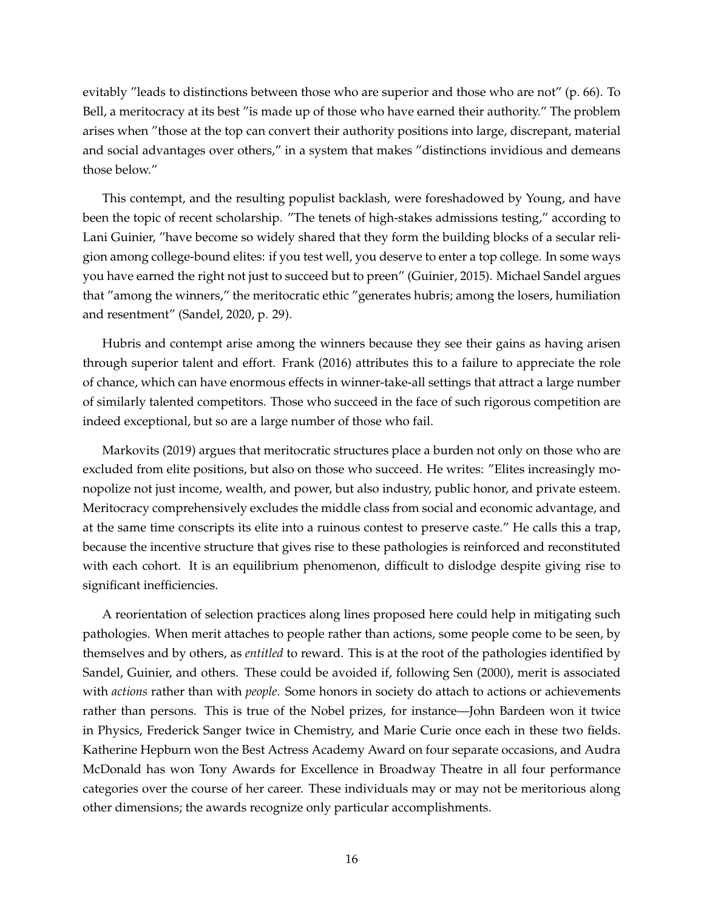evitably "leads to distinctions between those who are superior and those who are not" (p. 66). To Bell, a meritocracy at its best "is made up of those who have earned their authority." The problem arises when "those at the top can convert their authority positions into large, discrepant, material and social advantages over others," in a system that makes "distinctions invidious and demeans those below."

This contempt, and the resulting populist backlash, were foreshadowed by Young, and have been the topic of recent scholarship. "The tenets of high-stakes admissions testing," according to Lani Guinier, "have become so widely shared that they form the building blocks of a secular religion among college-bound elites: if you test well, you deserve to enter a top college. In some ways you have earned the right not just to succeed but to preen" (Guinier, 2015). Michael Sandel argues that "among the winners," the meritocratic ethic "generates hubris; among the losers, humiliation and resentment" (Sandel, 2020, p. 29).

Hubris and contempt arise among the winners because they see their gains as having arisen through superior talent and effort. Frank (2016) attributes this to a failure to appreciate the role of chance, which can have enormous effects in winner-take-all settings that attract a large number of similarly talented competitors. Those who succeed in the face of such rigorous competition are indeed exceptional, but so are a large number of those who fail.

Markovits (2019) argues that meritocratic structures place a burden not only on those who are excluded from elite positions, but also on those who succeed. He writes: "Elites increasingly monopolize not just income, wealth, and power, but also industry, public honor, and private esteem. Meritocracy comprehensively excludes the middle class from social and economic advantage, and at the same time conscripts its elite into a ruinous contest to preserve caste." He calls this a trap, because the incentive structure that gives rise to these pathologies is reinforced and reconstituted with each cohort. It is an equilibrium phenomenon, difficult to dislodge despite giving rise to significant inefficiencies.

A reorientation of selection practices along lines proposed here could help in mitigating such pathologies. When merit attaches to people rather than actions, some people come to be seen, by themselves and by others, as *entitled* to reward. This is at the root of the pathologies identified by Sandel, Guinier, and others. These could be avoided if, following Sen (2000), merit is associated with *actions* rather than with *people*. Some honors in society do attach to actions or achievements rather than persons. This is true of the Nobel prizes, for instance—John Bardeen won it twice in Physics, Frederick Sanger twice in Chemistry, and Marie Curie once each in these two fields. Katherine Hepburn won the Best Actress Academy Award on four separate occasions, and Audra McDonald has won Tony Awards for Excellence in Broadway Theatre in all four performance categories over the course of her career. These individuals may or may not be meritorious along other dimensions; the awards recognize only particular accomplishments.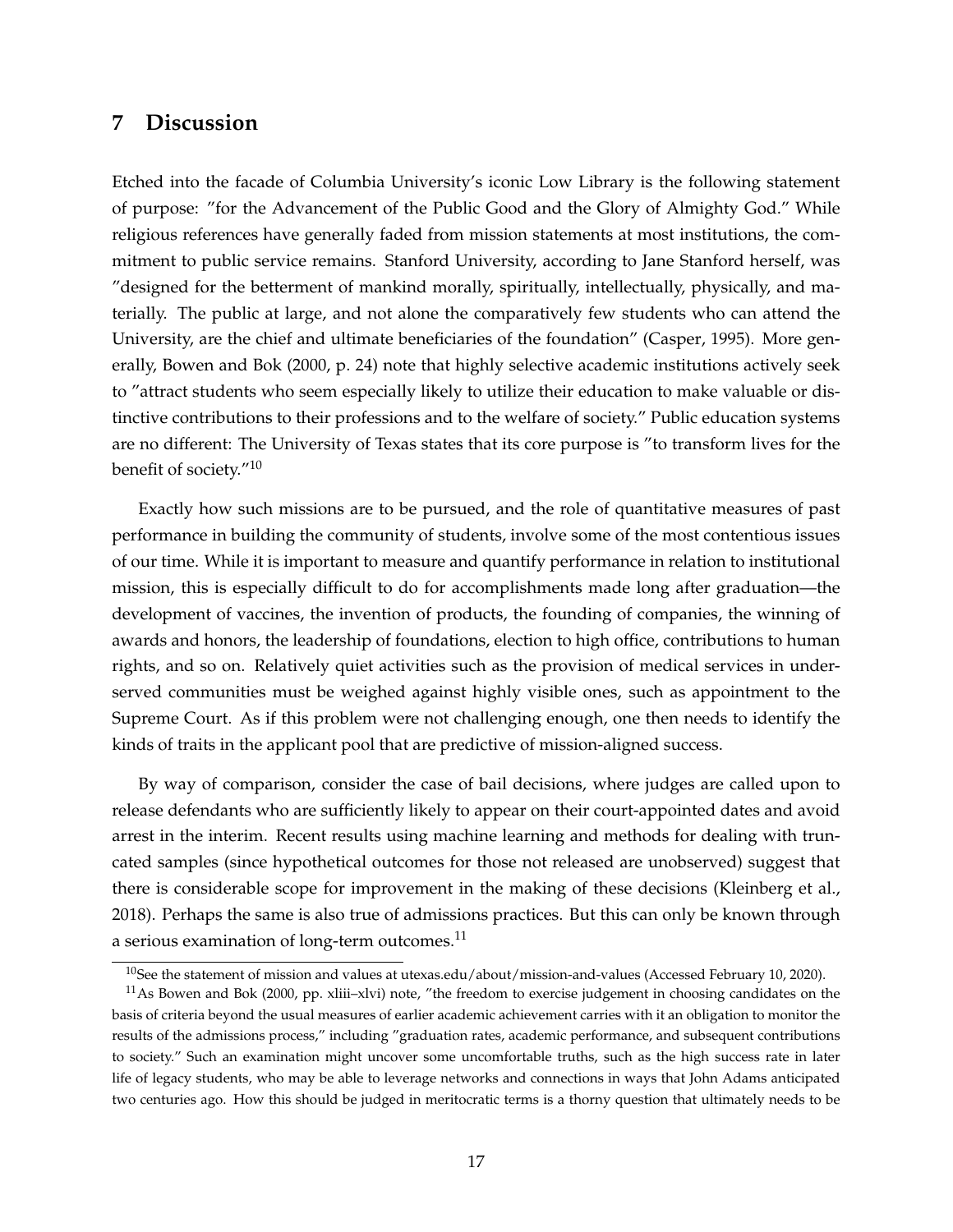## 7 Discussion

Etched into the facade of Columbia University's iconic Low Library is the following statement of purpose: "for the Advancement of the Public Good and the Glory of Almighty God." While religious references have generally faded from mission statements at most institutions, the commitment to public service remains. Stanford University, according to Jane Stanford herself, was "designed for the betterment of mankind morally, spiritually, intellectually, physically, and materially. The public at large, and not alone the comparatively few students who can attend the University, are the chief and ultimate beneficiaries of the foundation" (Casper, 1995). More generally, Bowen and Bok (2000, p. 24) note that highly selective academic institutions actively seek to "attract students who seem especially likely to utilize their education to make valuable or distinctive contributions to their professions and to the welfare of society." Public education systems are no different: The University of Texas states that its core purpose is "to transform lives for the benefit of society."[10]

Exactly how such missions are to be pursued, and the role of quantitative measures of past performance in building the community of students, involve some of the most contentious issues of our time. While it is important to measure and quantify performance in relation to institutional mission, this is especially difficult to do for accomplishments made long after graduation—the development of vaccines, the invention of products, the founding of companies, the winning of awards and honors, the leadership of foundations, election to high office, contributions to human rights, and so on. Relatively quiet activities such as the provision of medical services in underserved communities must be weighed against highly visible ones, such as appointment to the Supreme Court. As if this problem were not challenging enough, one then needs to identify the kinds of traits in the applicant pool that are predictive of mission-aligned success.

By way of comparison, consider the case of bail decisions, where judges are called upon to release defendants who are sufficiently likely to appear on their court-appointed dates and avoid arrest in the interim. Recent results using machine learning and methods for dealing with truncated samples (since hypothetical outcomes for those not released are unobserved) suggest that there is considerable scope for improvement in the making of these decisions (Kleinberg et al., 2018). Perhaps the same is also true of admissions practices. But this can only be known through a serious examination of long-term outcomes.[11]

[10] See the statement of mission and values at utexas.edu/about/mission-and-values (Accessed February 10, 2020).

[11] As Bowen and Bok (2000, pp. xliii–xlvi) note, "the freedom to exercise judgement in choosing candidates on the basis of criteria beyond the usual measures of earlier academic achievement carries with it an obligation to monitor the results of the admissions process," including "graduation rates, academic performance, and subsequent contributions to society." Such an examination might uncover some uncomfortable truths, such as the high success rate in later life of legacy students, who may be able to leverage networks and connections in ways that John Adams anticipated two centuries ago. How this should be judged in meritocratic terms is a thorny question that ultimately needs to be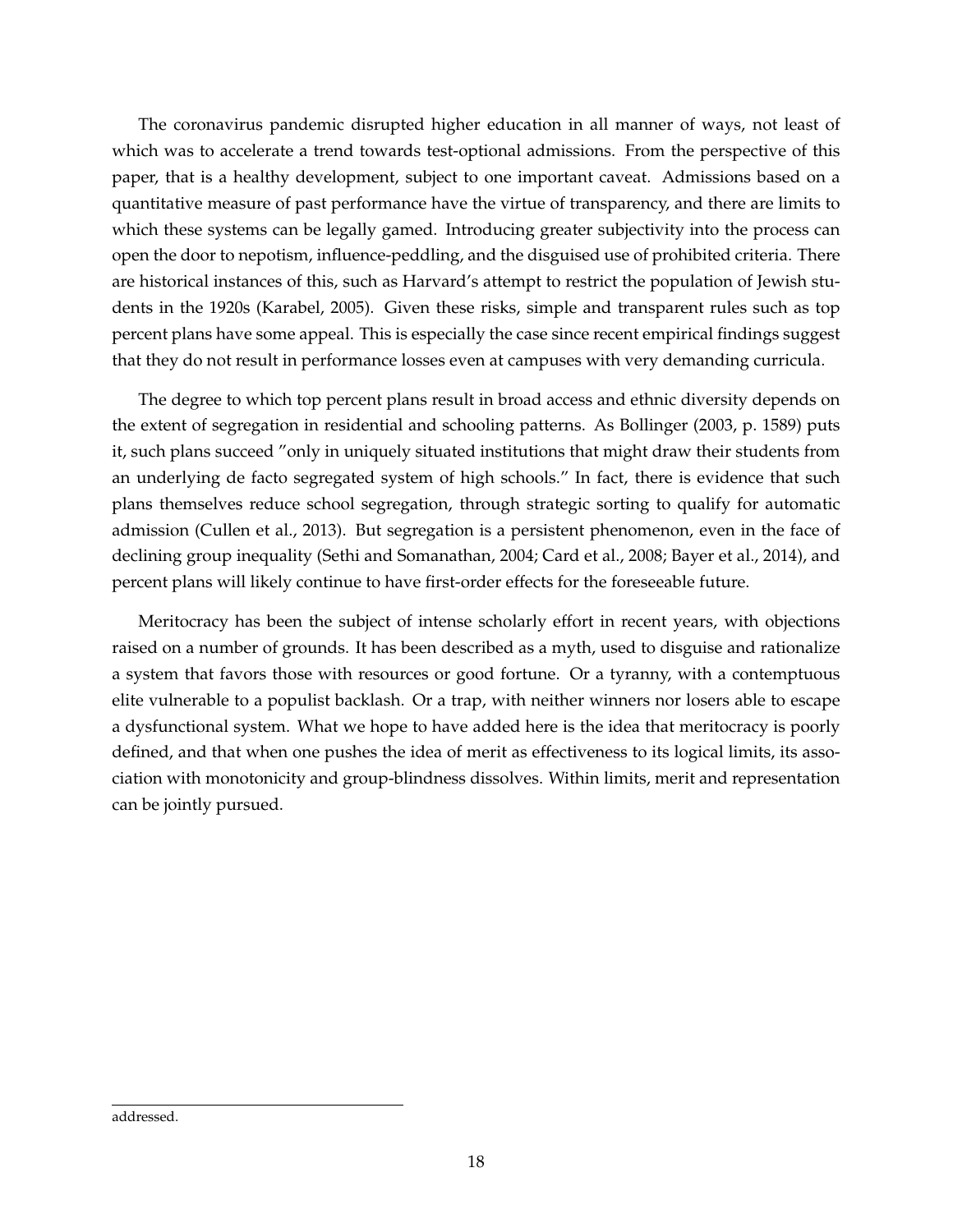The coronavirus pandemic disrupted higher education in all manner of ways, not least of which was to accelerate a trend towards test-optional admissions. From the perspective of this paper, that is a healthy development, subject to one important caveat. Admissions based on a quantitative measure of past performance have the virtue of transparency, and there are limits to which these systems can be legally gamed. Introducing greater subjectivity into the process can open the door to nepotism, influence-peddling, and the disguised use of prohibited criteria. There are historical instances of this, such as Harvard's attempt to restrict the population of Jewish students in the 1920s (Karabel, 2005). Given these risks, simple and transparent rules such as top percent plans have some appeal. This is especially the case since recent empirical findings suggest that they do not result in performance losses even at campuses with very demanding curricula.

The degree to which top percent plans result in broad access and ethnic diversity depends on the extent of segregation in residential and schooling patterns. As Bollinger (2003, p. 1589) puts it, such plans succeed "only in uniquely situated institutions that might draw their students from an underlying de facto segregated system of high schools." In fact, there is evidence that such plans themselves reduce school segregation, through strategic sorting to qualify for automatic admission (Cullen et al., 2013). But segregation is a persistent phenomenon, even in the face of declining group inequality (Sethi and Somanathan, 2004; Card et al., 2008; Bayer et al., 2014), and percent plans will likely continue to have first-order effects for the foreseeable future.

Meritocracy has been the subject of intense scholarly effort in recent years, with objections raised on a number of grounds. It has been described as a myth, used to disguise and rationalize a system that favors those with resources or good fortune. Or a tyranny, with a contemptuous elite vulnerable to a populist backlash. Or a trap, with neither winners nor losers able to escape a dysfunctional system. What we hope to have added here is the idea that meritocracy is poorly defined, and that when one pushes the idea of merit as effectiveness to its logical limits, its association with monotonicity and group-blindness dissolves. Within limits, merit and representation can be jointly pursued.

---

addressed.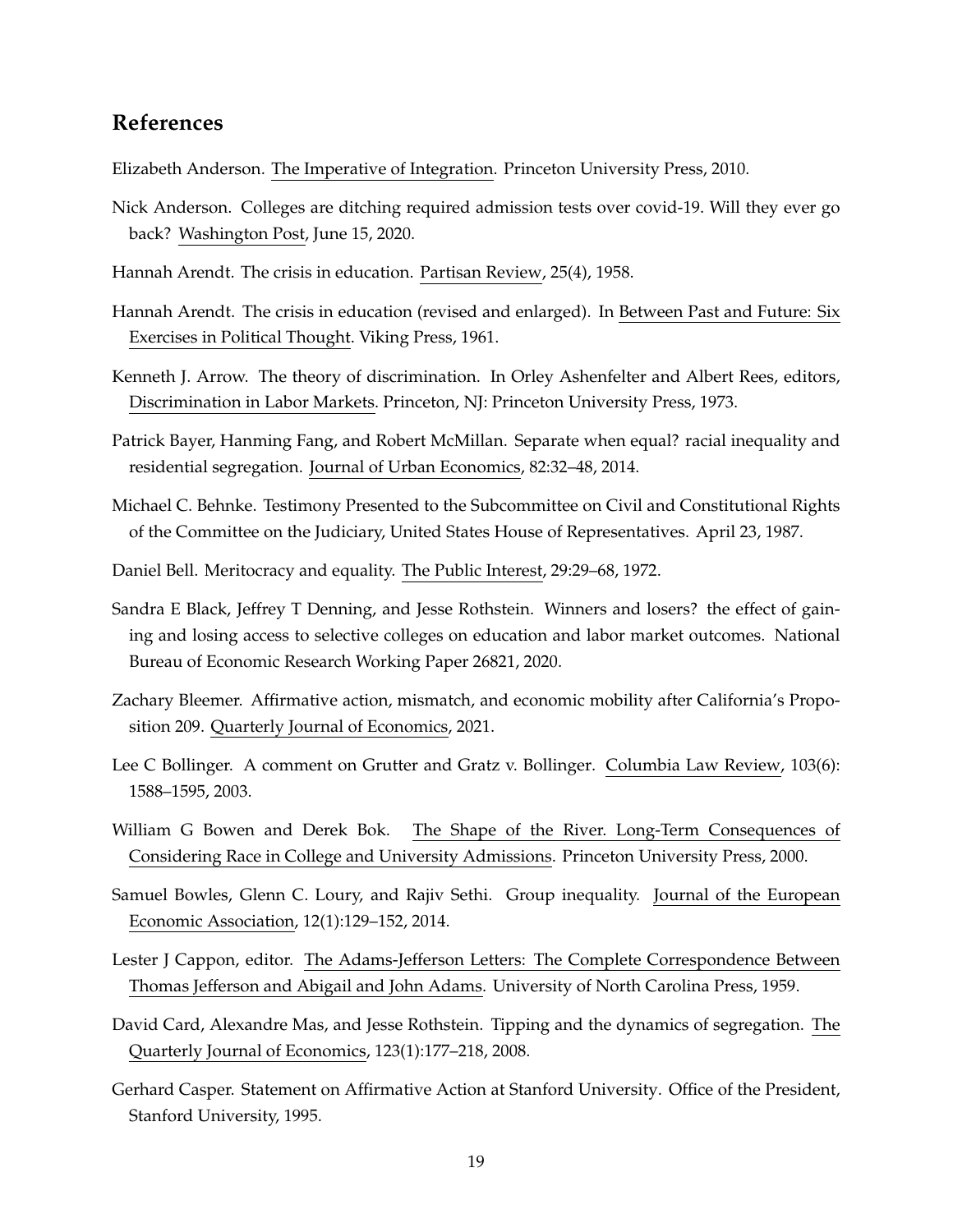## References

Elizabeth Anderson. The Imperative of Integration. Princeton University Press, 2010.

Nick Anderson. Colleges are ditching required admission tests over covid-19. Will they ever go back? Washington Post, June 15, 2020.

Hannah Arendt. The crisis in education. Partisan Review, 25(4), 1958.

Hannah Arendt. The crisis in education (revised and enlarged). In Between Past and Future: Six Exercises in Political Thought. Viking Press, 1961.

Kenneth J. Arrow. The theory of discrimination. In Orley Ashenfelter and Albert Rees, editors, Discrimination in Labor Markets. Princeton, NJ: Princeton University Press, 1973.

Patrick Bayer, Hanming Fang, and Robert McMillan. Separate when equal? racial inequality and residential segregation. Journal of Urban Economics, 82:32–48, 2014.

Michael C. Behnke. Testimony Presented to the Subcommittee on Civil and Constitutional Rights of the Committee on the Judiciary, United States House of Representatives. April 23, 1987.

Daniel Bell. Meritocracy and equality. The Public Interest, 29:29–68, 1972.

Sandra E Black, Jeffrey T Denning, and Jesse Rothstein. Winners and losers? the effect of gaining and losing access to selective colleges on education and labor market outcomes. National Bureau of Economic Research Working Paper 26821, 2020.

Zachary Bleemer. Affirmative action, mismatch, and economic mobility after California's Proposition 209. Quarterly Journal of Economics, 2021.

Lee C Bollinger. A comment on Grutter and Gratz v. Bollinger. Columbia Law Review, 103(6): 1588–1595, 2003.

William G Bowen and Derek Bok. The Shape of the River. Long-Term Consequences of Considering Race in College and University Admissions. Princeton University Press, 2000.

Samuel Bowles, Glenn C. Loury, and Rajiv Sethi. Group inequality. Journal of the European Economic Association, 12(1):129–152, 2014.

Lester J Cappon, editor. The Adams-Jefferson Letters: The Complete Correspondence Between Thomas Jefferson and Abigail and John Adams. University of North Carolina Press, 1959.

David Card, Alexandre Mas, and Jesse Rothstein. Tipping and the dynamics of segregation. The Quarterly Journal of Economics, 123(1):177–218, 2008.

Gerhard Casper. Statement on Affirmative Action at Stanford University. Office of the President, Stanford University, 1995.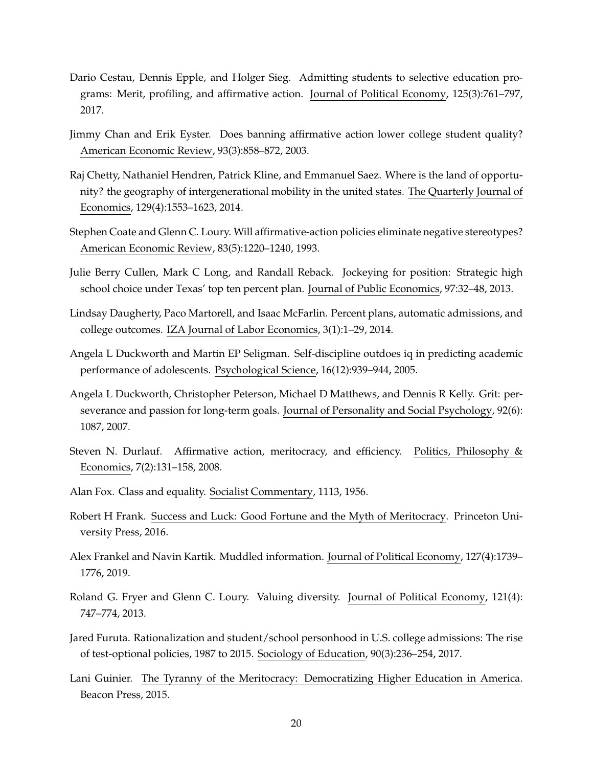Dario Cestau, Dennis Epple, and Holger Sieg. Admitting students to selective education programs: Merit, profiling, and affirmative action. Journal of Political Economy, 125(3):761–797, 2017.

Jimmy Chan and Erik Eyster. Does banning affirmative action lower college student quality? American Economic Review, 93(3):858–872, 2003.

Raj Chetty, Nathaniel Hendren, Patrick Kline, and Emmanuel Saez. Where is the land of opportunity? the geography of intergenerational mobility in the united states. The Quarterly Journal of Economics, 129(4):1553–1623, 2014.

Stephen Coate and Glenn C. Loury. Will affirmative-action policies eliminate negative stereotypes? American Economic Review, 83(5):1220–1240, 1993.

Julie Berry Cullen, Mark C Long, and Randall Reback. Jockeying for position: Strategic high school choice under Texas' top ten percent plan. Journal of Public Economics, 97:32–48, 2013.

Lindsay Daugherty, Paco Martorell, and Isaac McFarlin. Percent plans, automatic admissions, and college outcomes. IZA Journal of Labor Economics, 3(1):1–29, 2014.

Angela L Duckworth and Martin EP Seligman. Self-discipline outdoes iq in predicting academic performance of adolescents. Psychological Science, 16(12):939–944, 2005.

Angela L Duckworth, Christopher Peterson, Michael D Matthews, and Dennis R Kelly. Grit: perseverance and passion for long-term goals. Journal of Personality and Social Psychology, 92(6): 1087, 2007.

Steven N. Durlauf. Affirmative action, meritocracy, and efficiency. Politics, Philosophy & Economics, 7(2):131–158, 2008.

Alan Fox. Class and equality. Socialist Commentary, 1113, 1956.

Robert H Frank. Success and Luck: Good Fortune and the Myth of Meritocracy. Princeton University Press, 2016.

Alex Frankel and Navin Kartik. Muddled information. Journal of Political Economy, 127(4):1739–1776, 2019.

Roland G. Fryer and Glenn C. Loury. Valuing diversity. Journal of Political Economy, 121(4): 747–774, 2013.

Jared Furuta. Rationalization and student/school personhood in U.S. college admissions: The rise of test-optional policies, 1987 to 2015. Sociology of Education, 90(3):236–254, 2017.

Lani Guinier. The Tyranny of the Meritocracy: Democratizing Higher Education in America. Beacon Press, 2015.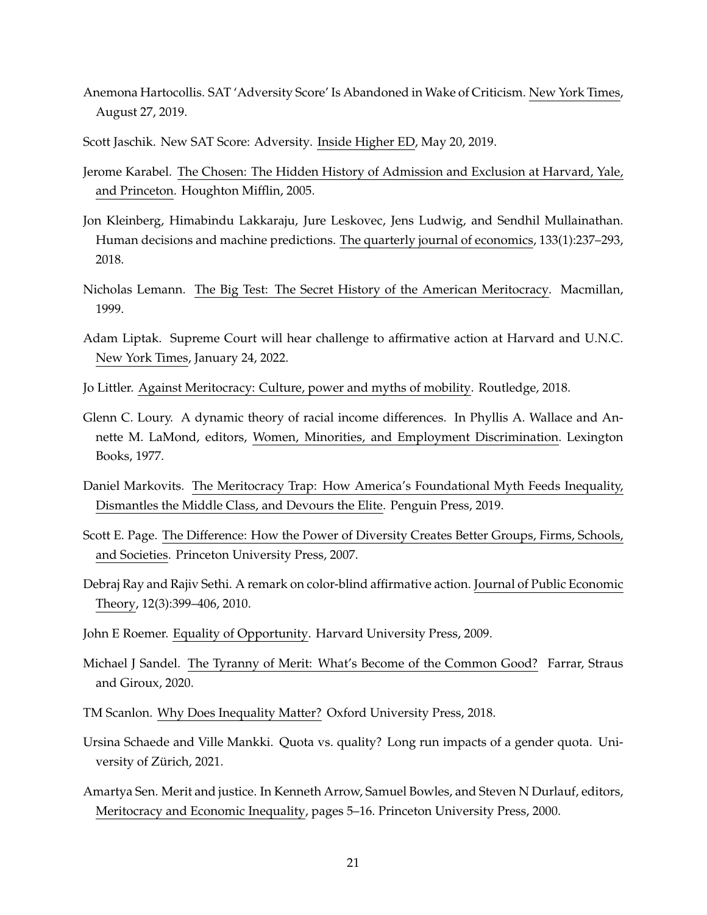Anemona Hartocollis. SAT 'Adversity Score' Is Abandoned in Wake of Criticism. New York Times, August 27, 2019.

Scott Jaschik. New SAT Score: Adversity. Inside Higher ED, May 20, 2019.

Jerome Karabel. The Chosen: The Hidden History of Admission and Exclusion at Harvard, Yale, and Princeton. Houghton Mifflin, 2005.

Jon Kleinberg, Himabindu Lakkaraju, Jure Leskovec, Jens Ludwig, and Sendhil Mullainathan. Human decisions and machine predictions. The quarterly journal of economics, 133(1):237–293, 2018.

Nicholas Lemann. The Big Test: The Secret History of the American Meritocracy. Macmillan, 1999.

Adam Liptak. Supreme Court will hear challenge to affirmative action at Harvard and U.N.C. New York Times, January 24, 2022.

Jo Littler. Against Meritocracy: Culture, power and myths of mobility. Routledge, 2018.

Glenn C. Loury. A dynamic theory of racial income differences. In Phyllis A. Wallace and Annette M. LaMond, editors, Women, Minorities, and Employment Discrimination. Lexington Books, 1977.

Daniel Markovits. The Meritocracy Trap: How America's Foundational Myth Feeds Inequality, Dismantles the Middle Class, and Devours the Elite. Penguin Press, 2019.

Scott E. Page. The Difference: How the Power of Diversity Creates Better Groups, Firms, Schools, and Societies. Princeton University Press, 2007.

Debraj Ray and Rajiv Sethi. A remark on color-blind affirmative action. Journal of Public Economic Theory, 12(3):399–406, 2010.

John E Roemer. Equality of Opportunity. Harvard University Press, 2009.

Michael J Sandel. The Tyranny of Merit: What's Become of the Common Good? Farrar, Straus and Giroux, 2020.

TM Scanlon. Why Does Inequality Matter? Oxford University Press, 2018.

Ursina Schaede and Ville Mankki. Quota vs. quality? Long run impacts of a gender quota. University of Zürich, 2021.

Amartya Sen. Merit and justice. In Kenneth Arrow, Samuel Bowles, and Steven N Durlauf, editors, Meritocracy and Economic Inequality, pages 5–16. Princeton University Press, 2000.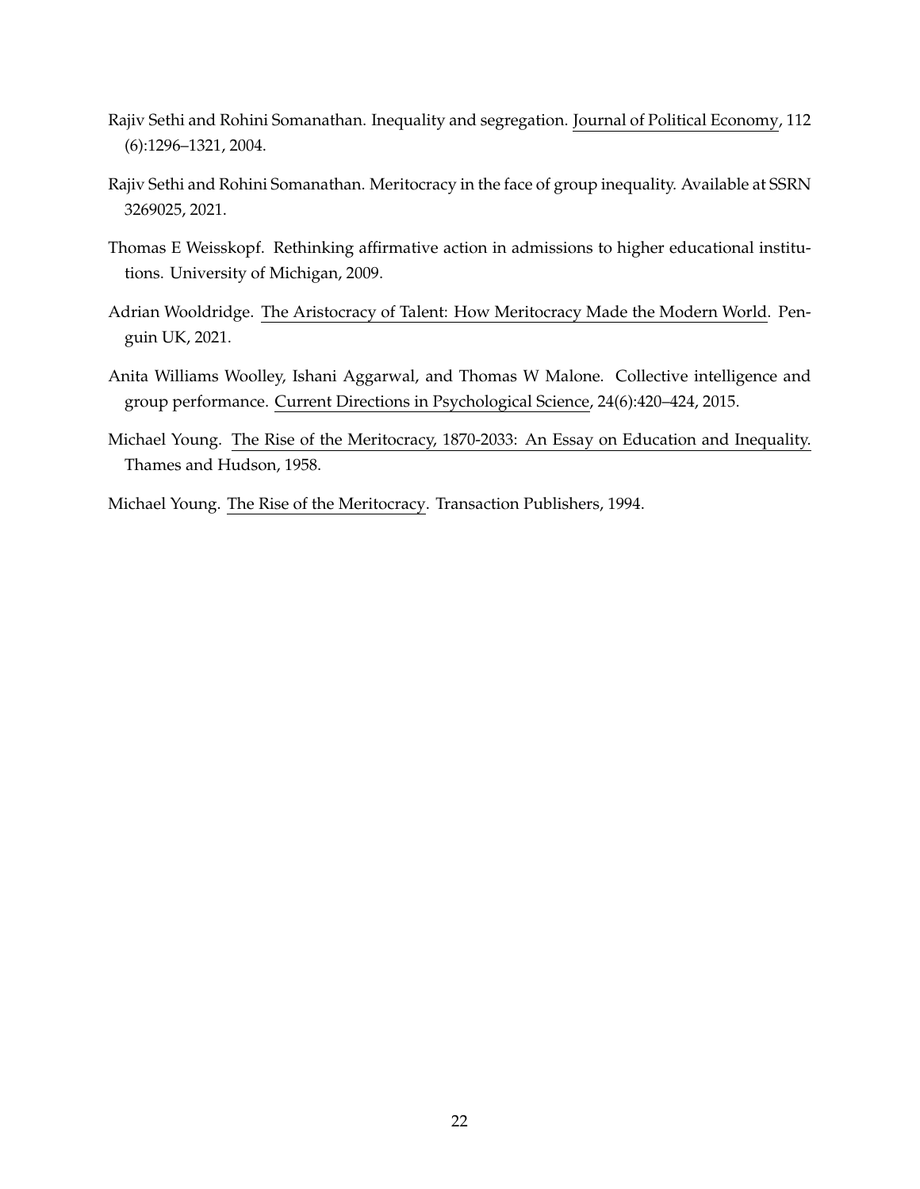Rajiv Sethi and Rohini Somanathan. Inequality and segregation. Journal of Political Economy, 112 (6):1296–1321, 2004.

Rajiv Sethi and Rohini Somanathan. Meritocracy in the face of group inequality. Available at SSRN 3269025, 2021.

Thomas E Weisskopf. Rethinking affirmative action in admissions to higher educational institutions. University of Michigan, 2009.

Adrian Wooldridge. The Aristocracy of Talent: How Meritocracy Made the Modern World. Penguin UK, 2021.

Anita Williams Woolley, Ishani Aggarwal, and Thomas W Malone. Collective intelligence and group performance. Current Directions in Psychological Science, 24(6):420–424, 2015.

Michael Young. The Rise of the Meritocracy, 1870-2033: An Essay on Education and Inequality. Thames and Hudson, 1958.

Michael Young. The Rise of the Meritocracy. Transaction Publishers, 1994.